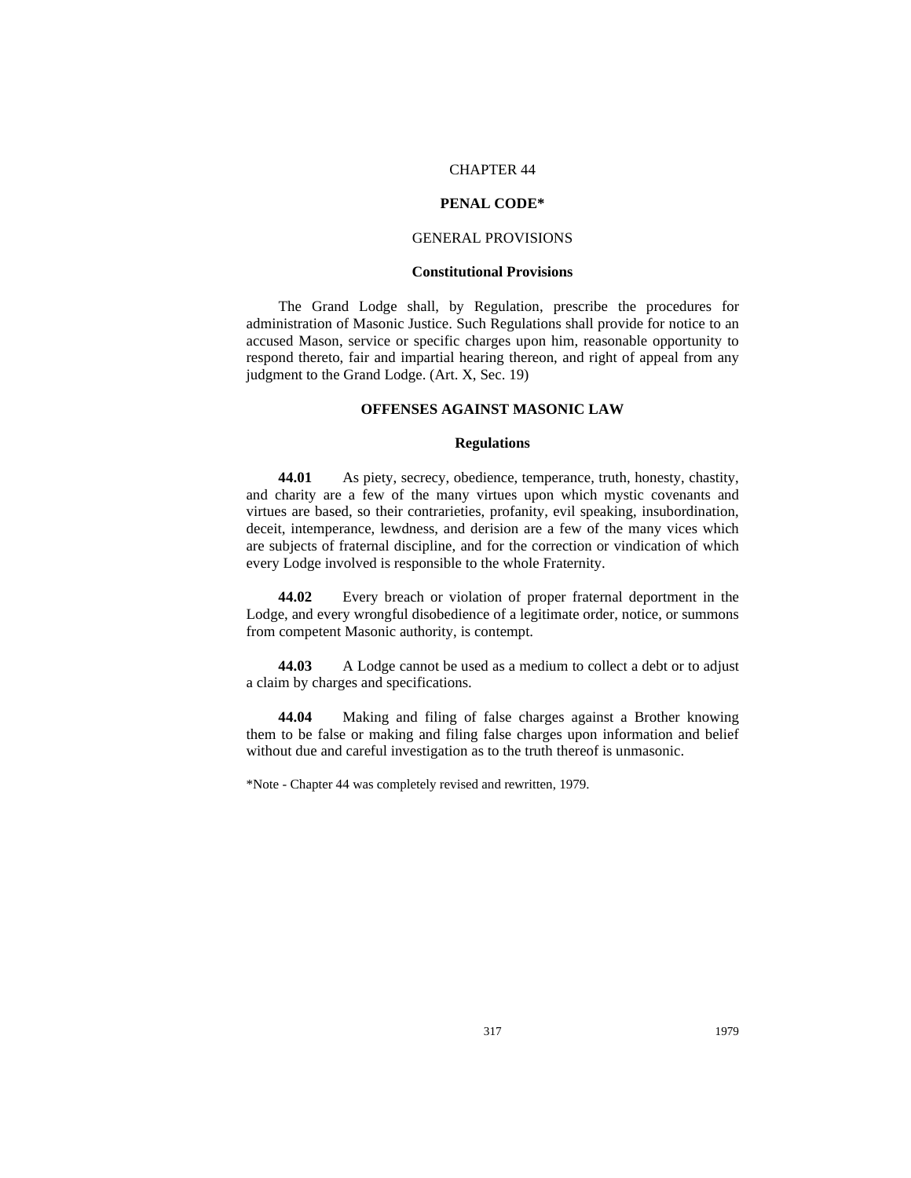# CHAPTER 44

## PENAL CODE*

### GENERAL PROVISIONS

#### Constitutional Provisions

The Grand Lodge shall, by Regulation, prescribe the procedures for administration of Masonic Justice. Such Regulations shall provide for notice to an accused Mason, service or specific charges upon him, reasonable opportunity to respond thereto, fair and impartial hearing thereon, and right of appeal from any judgment to the Grand Lodge. (Art. X, Sec. 19)

### OFFENSES AGAINST MASONIC LAW

#### Regulations

**44.01** As piety, secrecy, obedience, temperance, truth, honesty, chastity, and charity are a few of the many virtues upon which mystic covenants and virtues are based, so their contrarieties, profanity, evil speaking, insubordination, deceit, intemperance, lewdness, and derision are a few of the many vices which are subjects of fraternal discipline, and for the correction or vindication of which every Lodge involved is responsible to the whole Fraternity.

**44.02** Every breach or violation of proper fraternal deportment in the Lodge, and every wrongful disobedience of a legitimate order, notice, or summons from competent Masonic authority, is contempt.

**44.03** A Lodge cannot be used as a medium to collect a debt or to adjust a claim by charges and specifications.

**44.04** Making and filing of false charges against a Brother knowing them to be false or making and filing false charges upon information and belief without due and careful investigation as to the truth thereof is unmasonic.

*Note - Chapter 44 was completely revised and rewritten, 1979.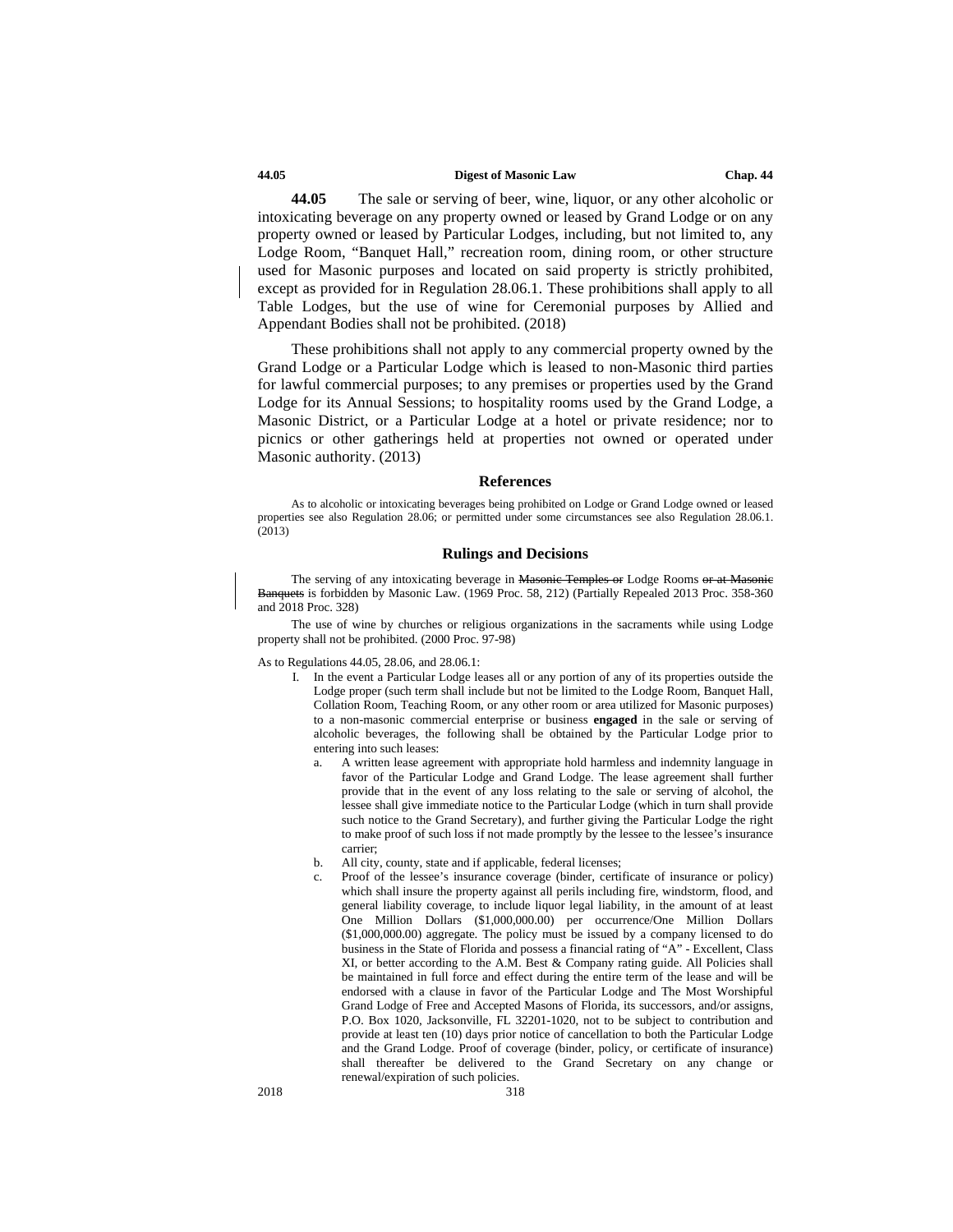**44.05** The sale or serving of beer, wine, liquor, or any other alcoholic or intoxicating beverage on any property owned or leased by Grand Lodge or on any property owned or leased by Particular Lodges, including, but not limited to, any Lodge Room, "Banquet Hall," recreation room, dining room, or other structure used for Masonic purposes and located on said property is strictly prohibited, except as provided for in Regulation 28.06.1. These prohibitions shall apply to all Table Lodges, but the use of wine for Ceremonial purposes by Allied and Appendant Bodies shall not be prohibited. (2018)

These prohibitions shall not apply to any commercial property owned by the Grand Lodge or a Particular Lodge which is leased to non-Masonic third parties for lawful commercial purposes; to any premises or properties used by the Grand Lodge for its Annual Sessions; to hospitality rooms used by the Grand Lodge, a Masonic District, or a Particular Lodge at a hotel or private residence; nor to picnics or other gatherings held at properties not owned or operated under Masonic authority. (2013)

## References

As to alcoholic or intoxicating beverages being prohibited on Lodge or Grand Lodge owned or leased properties see also Regulation 28.06; or permitted under some circumstances see also Regulation 28.06.1. (2013)

## Rulings and Decisions

The serving of any intoxicating beverage in ~~Masonic Temples or~~ Lodge Rooms ~~or at Masonic Banquets~~ is forbidden by Masonic Law. (1969 Proc. 58, 212) (Partially Repealed 2013 Proc. 358-360 and 2018 Proc. 328)

The use of wine by churches or religious organizations in the sacraments while using Lodge property shall not be prohibited. (2000 Proc. 97-98)

As to Regulations 44.05, 28.06, and 28.06.1:

I. In the event a Particular Lodge leases all or any portion of any of its properties outside the Lodge proper (such term shall include but not be limited to the Lodge Room, Banquet Hall, Collation Room, Teaching Room, or any other room or area utilized for Masonic purposes) to a non-masonic commercial enterprise or business **engaged** in the sale or serving of alcoholic beverages, the following shall be obtained by the Particular Lodge prior to entering into such leases:

   a. A written lease agreement with appropriate hold harmless and indemnity language in favor of the Particular Lodge and Grand Lodge. The lease agreement shall further provide that in the event of any loss relating to the sale or serving of alcohol, the lessee shall give immediate notice to the Particular Lodge (which in turn shall provide such notice to the Grand Secretary), and further giving the Particular Lodge the right to make proof of such loss if not made promptly by the lessee to the lessee's insurance carrier;

   b. All city, county, state and if applicable, federal licenses;

   c. Proof of the lessee's insurance coverage (binder, certificate of insurance or policy) which shall insure the property against all perils including fire, windstorm, flood, and general liability coverage, to include liquor legal liability, in the amount of at least One Million Dollars ($1,000,000.00) per occurrence/One Million Dollars ($1,000,000.00) aggregate. The policy must be issued by a company licensed to do business in the State of Florida and possess a financial rating of "A" - Excellent, Class XI, or better according to the A.M. Best & Company rating guide. All Policies shall be maintained in full force and effect during the entire term of the lease and will be endorsed with a clause in favor of the Particular Lodge and The Most Worshipful Grand Lodge of Free and Accepted Masons of Florida, its successors, and/or assigns, P.O. Box 1020, Jacksonville, FL 32201-1020, not to be subject to contribution and provide at least ten (10) days prior notice of cancellation to both the Particular Lodge and the Grand Lodge. Proof of coverage (binder, policy, or certificate of insurance) shall thereafter be delivered to the Grand Secretary on any change or renewal/expiration of such policies.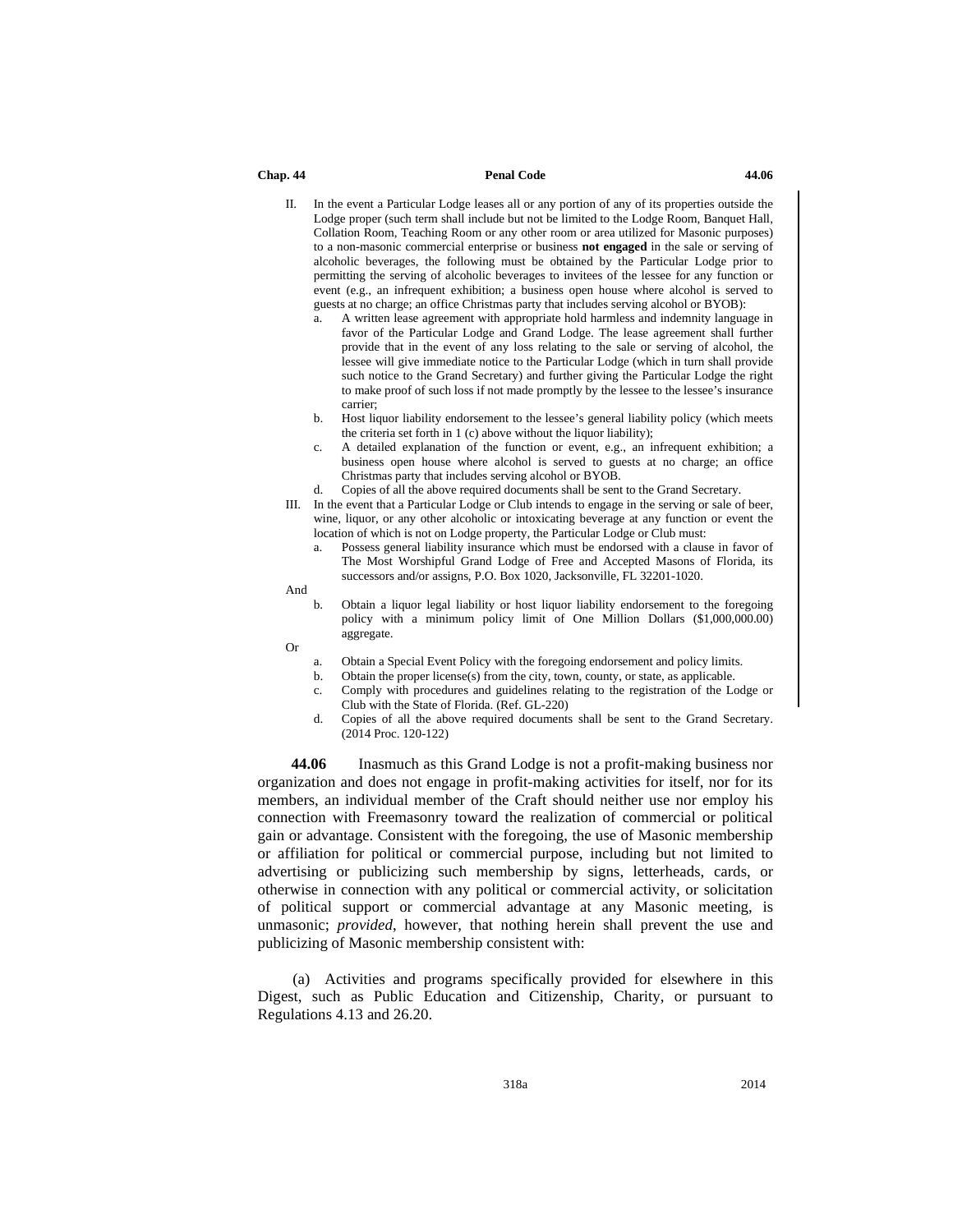II. In the event a Particular Lodge leases all or any portion of any of its properties outside the Lodge proper (such term shall include but not be limited to the Lodge Room, Banquet Hall, Collation Room, Teaching Room or any other room or area utilized for Masonic purposes) to a non-masonic commercial enterprise or business **not engaged** in the sale or serving of alcoholic beverages, the following must be obtained by the Particular Lodge prior to permitting the serving of alcoholic beverages to invitees of the lessee for any function or event (e.g., an infrequent exhibition; a business open house where alcohol is served to guests at no charge; an office Christmas party that includes serving alcohol or BYOB):

   a. A written lease agreement with appropriate hold harmless and indemnity language in favor of the Particular Lodge and Grand Lodge. The lease agreement shall further provide that in the event of any loss relating to the sale or serving of alcohol, the lessee will give immediate notice to the Particular Lodge (which in turn shall provide such notice to the Grand Secretary) and further giving the Particular Lodge the right to make proof of such loss if not made promptly by the lessee to the lessee's insurance carrier;
   b. Host liquor liability endorsement to the lessee's general liability policy (which meets the criteria set forth in 1 (c) above without the liquor liability);
   c. A detailed explanation of the function or event, e.g., an infrequent exhibition; a business open house where alcohol is served to guests at no charge; an office Christmas party that includes serving alcohol or BYOB.
   d. Copies of all the above required documents shall be sent to the Grand Secretary.

III. In the event that a Particular Lodge or Club intends to engage in the serving or sale of beer, wine, liquor, or any other alcoholic or intoxicating beverage at any function or event the location of which is not on Lodge property, the Particular Lodge or Club must:

   a. Possess general liability insurance which must be endorsed with a clause in favor of The Most Worshipful Grand Lodge of Free and Accepted Masons of Florida, its successors and/or assigns, P.O. Box 1020, Jacksonville, FL 32201-1020.

And

   b. Obtain a liquor legal liability or host liquor liability endorsement to the foregoing policy with a minimum policy limit of One Million Dollars ($1,000,000.00) aggregate.

Or

   a. Obtain a Special Event Policy with the foregoing endorsement and policy limits.
   b. Obtain the proper license(s) from the city, town, county, or state, as applicable.
   c. Comply with procedures and guidelines relating to the registration of the Lodge or Club with the State of Florida. (Ref. GL-220)
   d. Copies of all the above required documents shall be sent to the Grand Secretary. (2014 Proc. 120-122)

**44.06** Inasmuch as this Grand Lodge is not a profit-making business nor organization and does not engage in profit-making activities for itself, nor for its members, an individual member of the Craft should neither use nor employ his connection with Freemasonry toward the realization of commercial or political gain or advantage. Consistent with the foregoing, the use of Masonic membership or affiliation for political or commercial purpose, including but not limited to advertising or publicizing such membership by signs, letterheads, cards, or otherwise in connection with any political or commercial activity, or solicitation of political support or commercial advantage at any Masonic meeting, is unmasonic; *provided*, however, that nothing herein shall prevent the use and publicizing of Masonic membership consistent with:

(a) Activities and programs specifically provided for elsewhere in this Digest, such as Public Education and Citizenship, Charity, or pursuant to Regulations 4.13 and 26.20.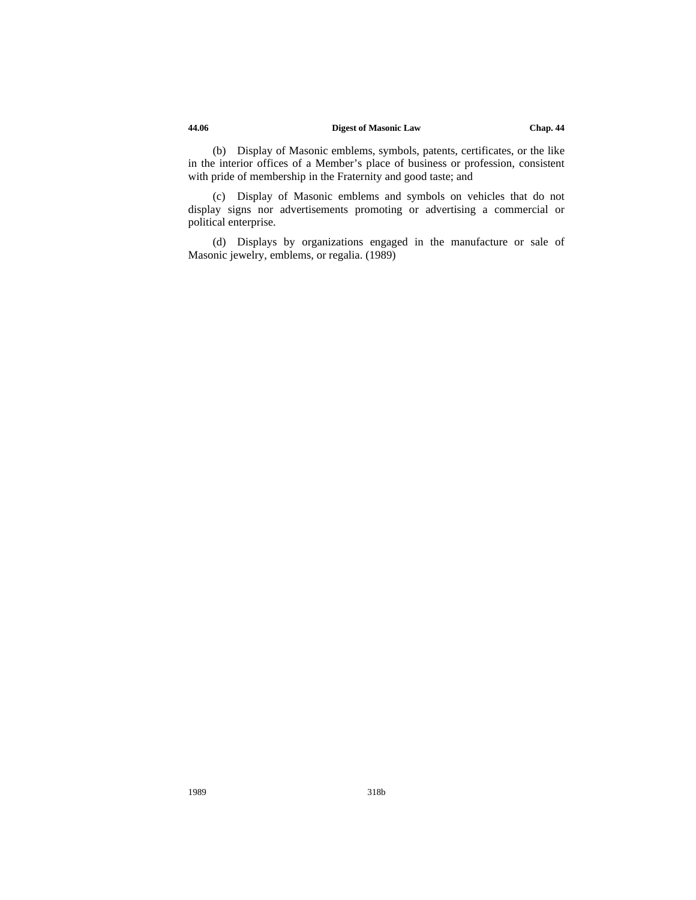(b) Display of Masonic emblems, symbols, patents, certificates, or the like in the interior offices of a Member's place of business or profession, consistent with pride of membership in the Fraternity and good taste; and

(c) Display of Masonic emblems and symbols on vehicles that do not display signs nor advertisements promoting or advertising a commercial or political enterprise.

(d) Displays by organizations engaged in the manufacture or sale of Masonic jewelry, emblems, or regalia. (1989)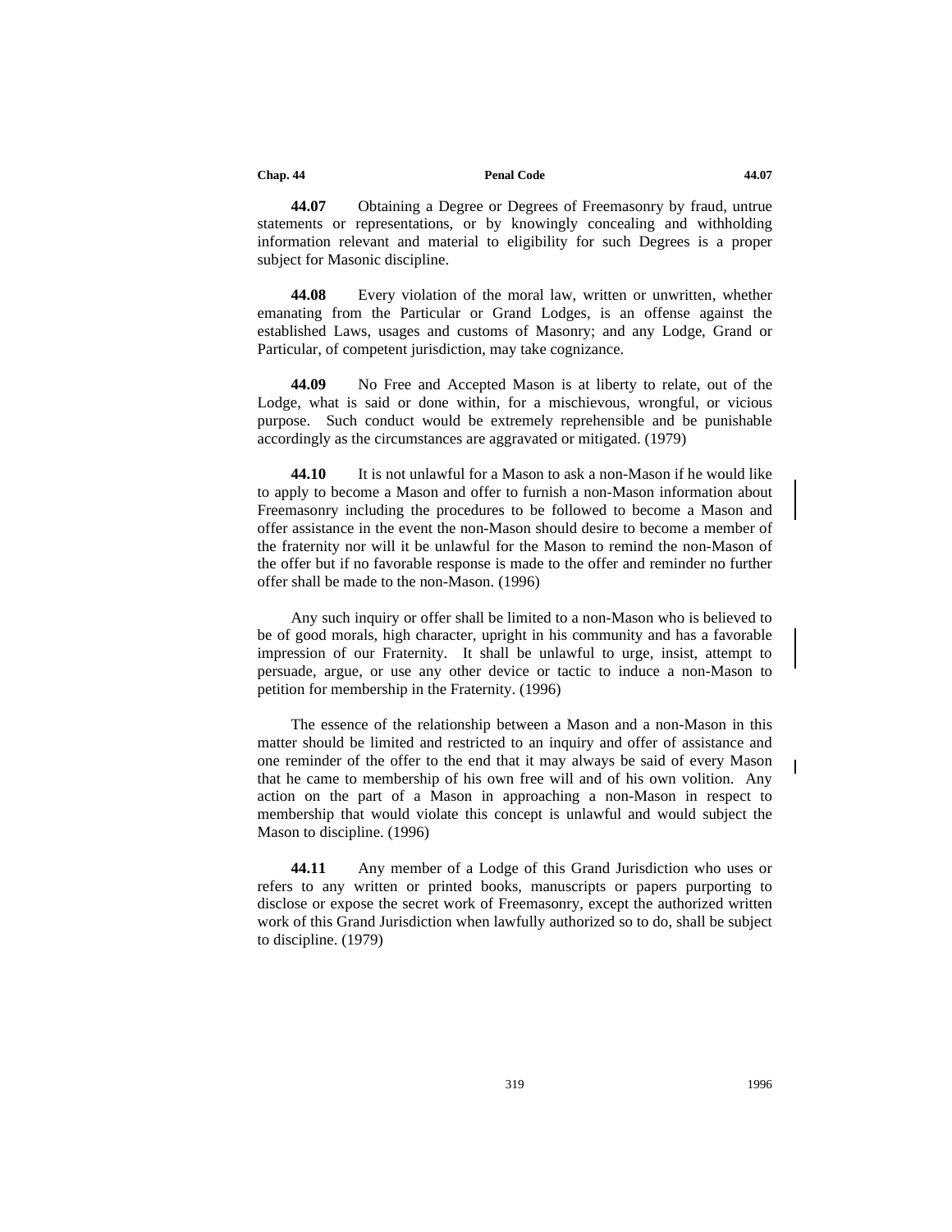**44.07** Obtaining a Degree or Degrees of Freemasonry by fraud, untrue statements or representations, or by knowingly concealing and withholding information relevant and material to eligibility for such Degrees is a proper subject for Masonic discipline.

**44.08** Every violation of the moral law, written or unwritten, whether emanating from the Particular or Grand Lodges, is an offense against the established Laws, usages and customs of Masonry; and any Lodge, Grand or Particular, of competent jurisdiction, may take cognizance.

**44.09** No Free and Accepted Mason is at liberty to relate, out of the Lodge, what is said or done within, for a mischievous, wrongful, or vicious purpose. Such conduct would be extremely reprehensible and be punishable accordingly as the circumstances are aggravated or mitigated. (1979)

**44.10** It is not unlawful for a Mason to ask a non-Mason if he would like to apply to become a Mason and offer to furnish a non-Mason information about Freemasonry including the procedures to be followed to become a Mason and offer assistance in the event the non-Mason should desire to become a member of the fraternity nor will it be unlawful for the Mason to remind the non-Mason of the offer but if no favorable response is made to the offer and reminder no further offer shall be made to the non-Mason. (1996)

Any such inquiry or offer shall be limited to a non-Mason who is believed to be of good morals, high character, upright in his community and has a favorable impression of our Fraternity. It shall be unlawful to urge, insist, attempt to persuade, argue, or use any other device or tactic to induce a non-Mason to petition for membership in the Fraternity. (1996)

The essence of the relationship between a Mason and a non-Mason in this matter should be limited and restricted to an inquiry and offer of assistance and one reminder of the offer to the end that it may always be said of every Mason that he came to membership of his own free will and of his own volition. Any action on the part of a Mason in approaching a non-Mason in respect to membership that would violate this concept is unlawful and would subject the Mason to discipline. (1996)

**44.11** Any member of a Lodge of this Grand Jurisdiction who uses or refers to any written or printed books, manuscripts or papers purporting to disclose or expose the secret work of Freemasonry, except the authorized written work of this Grand Jurisdiction when lawfully authorized so to do, shall be subject to discipline. (1979)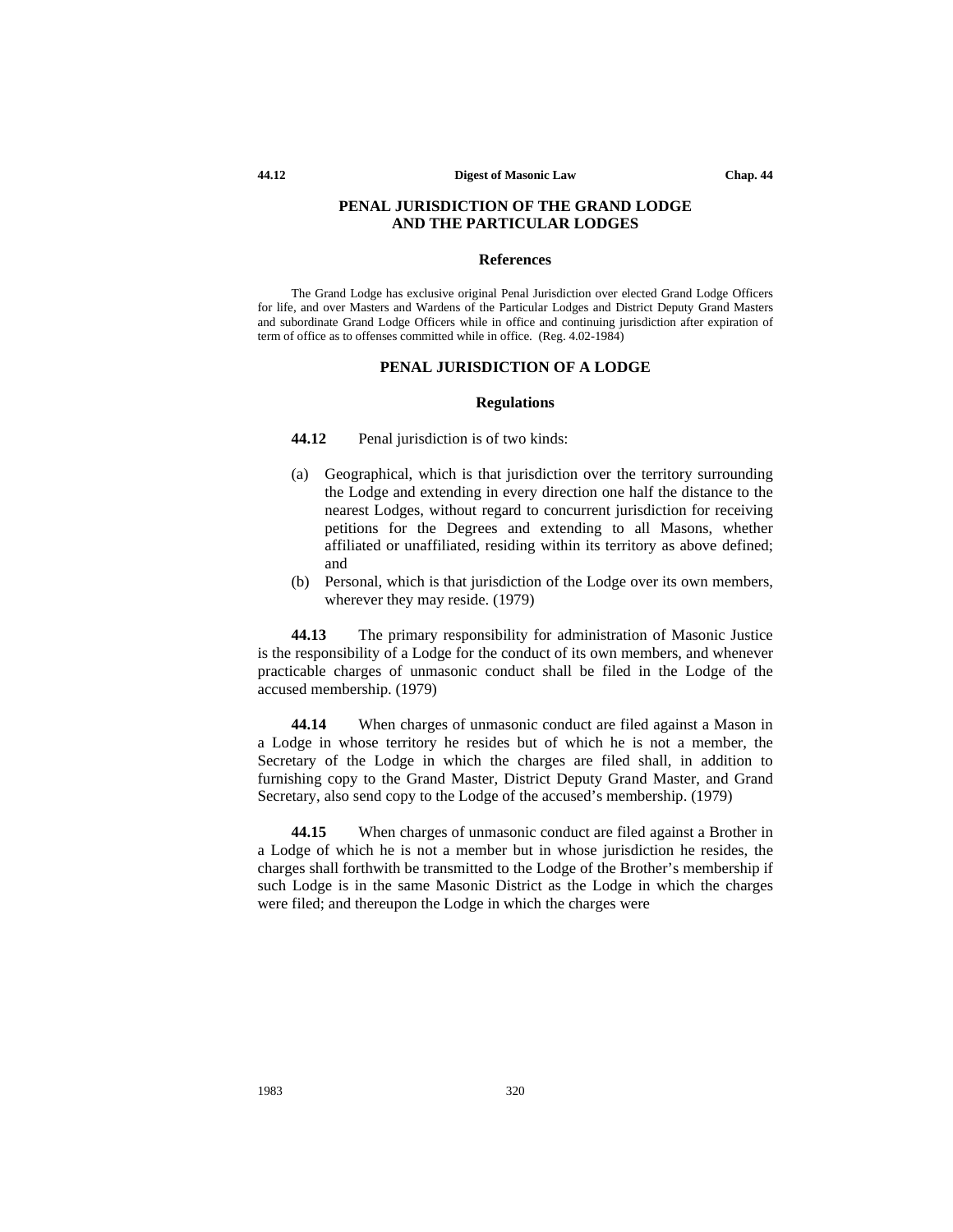## PENAL JURISDICTION OF THE GRAND LODGE AND THE PARTICULAR LODGES

### References

The Grand Lodge has exclusive original Penal Jurisdiction over elected Grand Lodge Officers for life, and over Masters and Wardens of the Particular Lodges and District Deputy Grand Masters and subordinate Grand Lodge Officers while in office and continuing jurisdiction after expiration of term of office as to offenses committed while in office. (Reg. 4.02-1984)

## PENAL JURISDICTION OF A LODGE

### Regulations

**44.12** Penal jurisdiction is of two kinds:

(a) Geographical, which is that jurisdiction over the territory surrounding the Lodge and extending in every direction one half the distance to the nearest Lodges, without regard to concurrent jurisdiction for receiving petitions for the Degrees and extending to all Masons, whether affiliated or unaffiliated, residing within its territory as above defined; and

(b) Personal, which is that jurisdiction of the Lodge over its own members, wherever they may reside. (1979)

**44.13** The primary responsibility for administration of Masonic Justice is the responsibility of a Lodge for the conduct of its own members, and whenever practicable charges of unmasonic conduct shall be filed in the Lodge of the accused membership. (1979)

**44.14** When charges of unmasonic conduct are filed against a Mason in a Lodge in whose territory he resides but of which he is not a member, the Secretary of the Lodge in which the charges are filed shall, in addition to furnishing copy to the Grand Master, District Deputy Grand Master, and Grand Secretary, also send copy to the Lodge of the accused's membership. (1979)

**44.15** When charges of unmasonic conduct are filed against a Brother in a Lodge of which he is not a member but in whose jurisdiction he resides, the charges shall forthwith be transmitted to the Lodge of the Brother's membership if such Lodge is in the same Masonic District as the Lodge in which the charges were filed; and thereupon the Lodge in which the charges were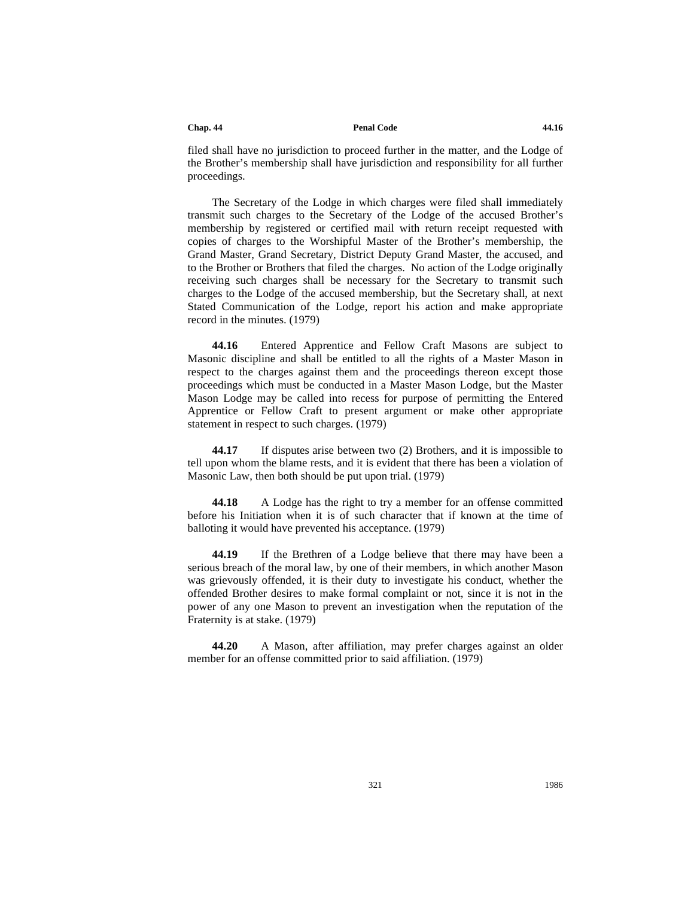filed shall have no jurisdiction to proceed further in the matter, and the Lodge of the Brother's membership shall have jurisdiction and responsibility for all further proceedings.

The Secretary of the Lodge in which charges were filed shall immediately transmit such charges to the Secretary of the Lodge of the accused Brother's membership by registered or certified mail with return receipt requested with copies of charges to the Worshipful Master of the Brother's membership, the Grand Master, Grand Secretary, District Deputy Grand Master, the accused, and to the Brother or Brothers that filed the charges. No action of the Lodge originally receiving such charges shall be necessary for the Secretary to transmit such charges to the Lodge of the accused membership, but the Secretary shall, at next Stated Communication of the Lodge, report his action and make appropriate record in the minutes. (1979)

**44.16** Entered Apprentice and Fellow Craft Masons are subject to Masonic discipline and shall be entitled to all the rights of a Master Mason in respect to the charges against them and the proceedings thereon except those proceedings which must be conducted in a Master Mason Lodge, but the Master Mason Lodge may be called into recess for purpose of permitting the Entered Apprentice or Fellow Craft to present argument or make other appropriate statement in respect to such charges. (1979)

**44.17** If disputes arise between two (2) Brothers, and it is impossible to tell upon whom the blame rests, and it is evident that there has been a violation of Masonic Law, then both should be put upon trial. (1979)

**44.18** A Lodge has the right to try a member for an offense committed before his Initiation when it is of such character that if known at the time of balloting it would have prevented his acceptance. (1979)

**44.19** If the Brethren of a Lodge believe that there may have been a serious breach of the moral law, by one of their members, in which another Mason was grievously offended, it is their duty to investigate his conduct, whether the offended Brother desires to make formal complaint or not, since it is not in the power of any one Mason to prevent an investigation when the reputation of the Fraternity is at stake. (1979)

**44.20** A Mason, after affiliation, may prefer charges against an older member for an offense committed prior to said affiliation. (1979)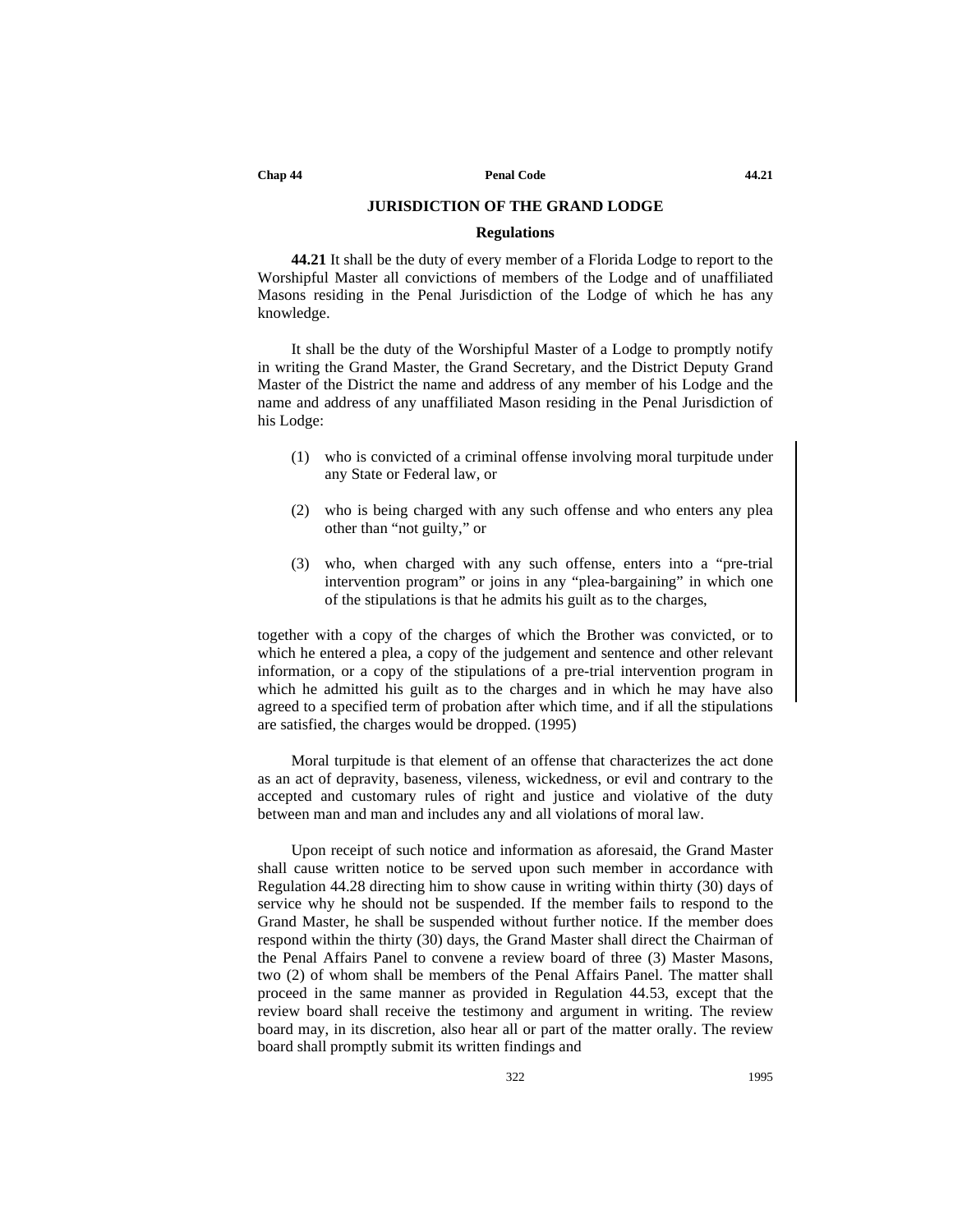## JURISDICTION OF THE GRAND LODGE

### Regulations

**44.21** It shall be the duty of every member of a Florida Lodge to report to the Worshipful Master all convictions of members of the Lodge and of unaffiliated Masons residing in the Penal Jurisdiction of the Lodge of which he has any knowledge.

It shall be the duty of the Worshipful Master of a Lodge to promptly notify in writing the Grand Master, the Grand Secretary, and the District Deputy Grand Master of the District the name and address of any member of his Lodge and the name and address of any unaffiliated Mason residing in the Penal Jurisdiction of his Lodge:

(1) who is convicted of a criminal offense involving moral turpitude under any State or Federal law, or

(2) who is being charged with any such offense and who enters any plea other than "not guilty," or

(3) who, when charged with any such offense, enters into a "pre-trial intervention program" or joins in any "plea-bargaining" in which one of the stipulations is that he admits his guilt as to the charges,

together with a copy of the charges of which the Brother was convicted, or to which he entered a plea, a copy of the judgement and sentence and other relevant information, or a copy of the stipulations of a pre-trial intervention program in which he admitted his guilt as to the charges and in which he may have also agreed to a specified term of probation after which time, and if all the stipulations are satisfied, the charges would be dropped. (1995)

Moral turpitude is that element of an offense that characterizes the act done as an act of depravity, baseness, vileness, wickedness, or evil and contrary to the accepted and customary rules of right and justice and violative of the duty between man and man and includes any and all violations of moral law.

Upon receipt of such notice and information as aforesaid, the Grand Master shall cause written notice to be served upon such member in accordance with Regulation 44.28 directing him to show cause in writing within thirty (30) days of service why he should not be suspended. If the member fails to respond to the Grand Master, he shall be suspended without further notice. If the member does respond within the thirty (30) days, the Grand Master shall direct the Chairman of the Penal Affairs Panel to convene a review board of three (3) Master Masons, two (2) of whom shall be members of the Penal Affairs Panel. The matter shall proceed in the same manner as provided in Regulation 44.53, except that the review board shall receive the testimony and argument in writing. The review board may, in its discretion, also hear all or part of the matter orally. The review board shall promptly submit its written findings and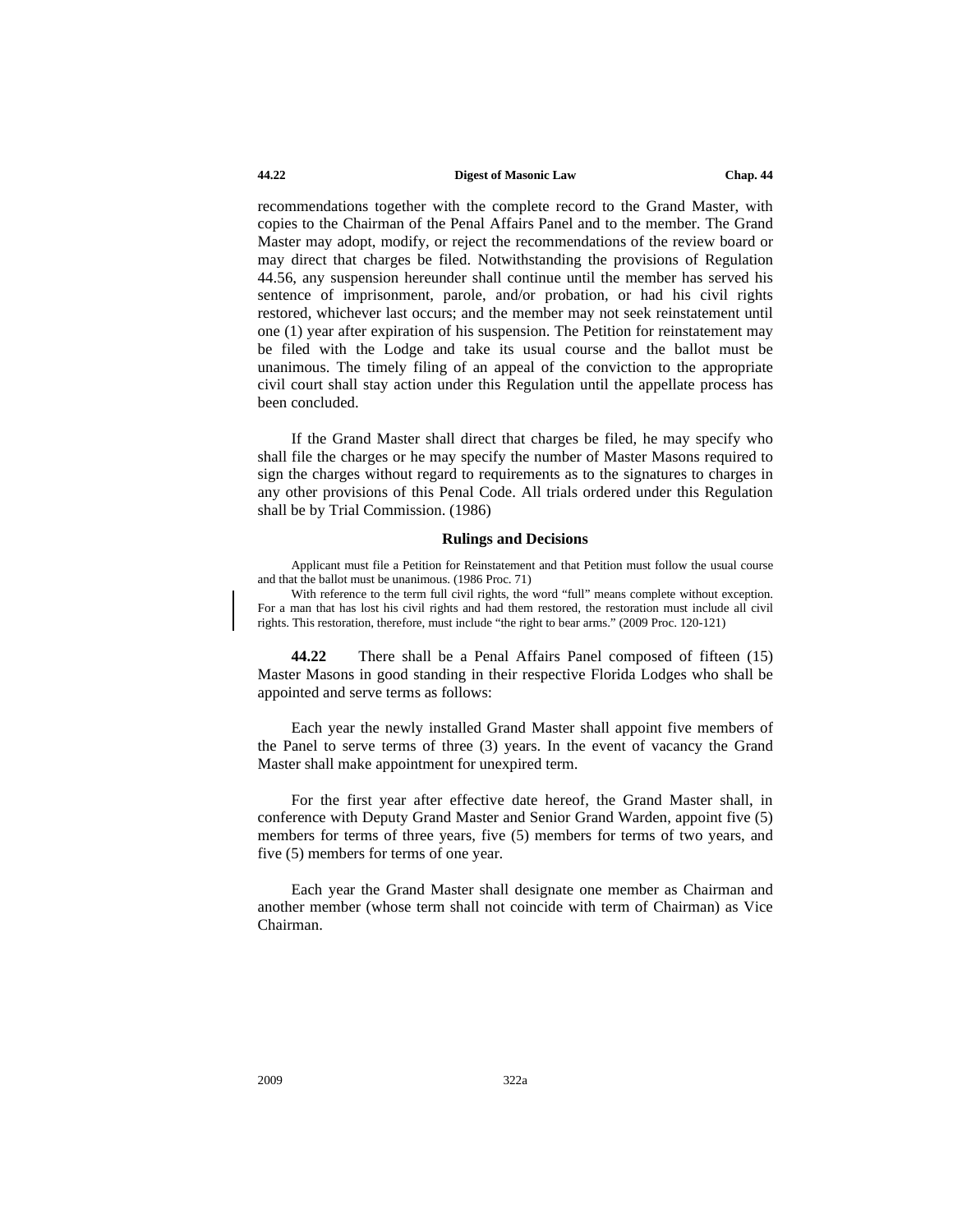recommendations together with the complete record to the Grand Master, with copies to the Chairman of the Penal Affairs Panel and to the member. The Grand Master may adopt, modify, or reject the recommendations of the review board or may direct that charges be filed. Notwithstanding the provisions of Regulation 44.56, any suspension hereunder shall continue until the member has served his sentence of imprisonment, parole, and/or probation, or had his civil rights restored, whichever last occurs; and the member may not seek reinstatement until one (1) year after expiration of his suspension. The Petition for reinstatement may be filed with the Lodge and take its usual course and the ballot must be unanimous. The timely filing of an appeal of the conviction to the appropriate civil court shall stay action under this Regulation until the appellate process has been concluded.

If the Grand Master shall direct that charges be filed, he may specify who shall file the charges or he may specify the number of Master Masons required to sign the charges without regard to requirements as to the signatures to charges in any other provisions of this Penal Code. All trials ordered under this Regulation shall be by Trial Commission. (1986)

### Rulings and Decisions

Applicant must file a Petition for Reinstatement and that Petition must follow the usual course and that the ballot must be unanimous. (1986 Proc. 71)

With reference to the term full civil rights, the word "full" means complete without exception. For a man that has lost his civil rights and had them restored, the restoration must include all civil rights. This restoration, therefore, must include "the right to bear arms." (2009 Proc. 120-121)

**44.22** There shall be a Penal Affairs Panel composed of fifteen (15) Master Masons in good standing in their respective Florida Lodges who shall be appointed and serve terms as follows:

Each year the newly installed Grand Master shall appoint five members of the Panel to serve terms of three (3) years. In the event of vacancy the Grand Master shall make appointment for unexpired term.

For the first year after effective date hereof, the Grand Master shall, in conference with Deputy Grand Master and Senior Grand Warden, appoint five (5) members for terms of three years, five (5) members for terms of two years, and five (5) members for terms of one year.

Each year the Grand Master shall designate one member as Chairman and another member (whose term shall not coincide with term of Chairman) as Vice Chairman.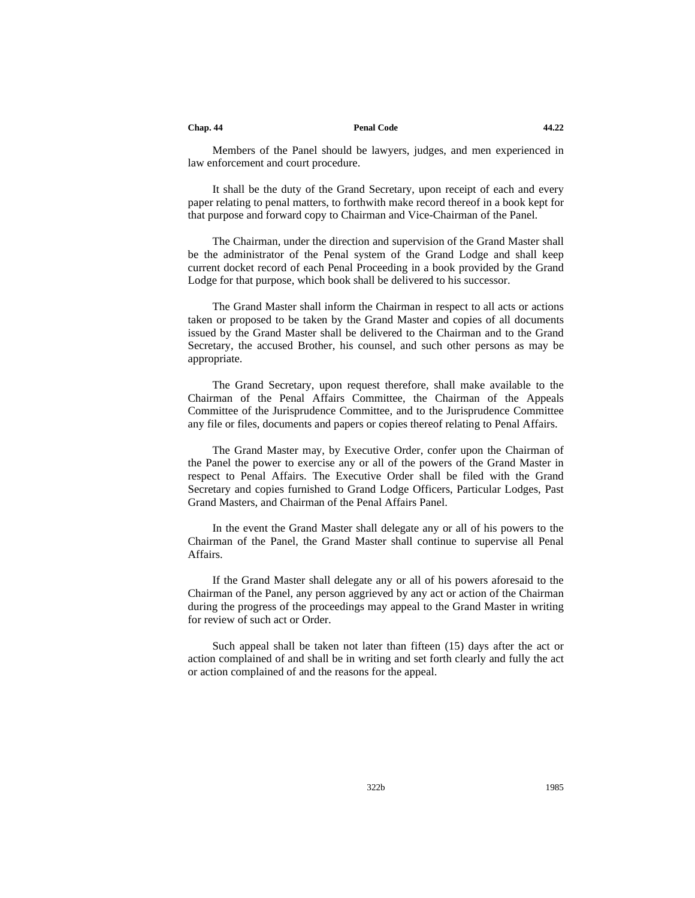Members of the Panel should be lawyers, judges, and men experienced in law enforcement and court procedure.

It shall be the duty of the Grand Secretary, upon receipt of each and every paper relating to penal matters, to forthwith make record thereof in a book kept for that purpose and forward copy to Chairman and Vice-Chairman of the Panel.

The Chairman, under the direction and supervision of the Grand Master shall be the administrator of the Penal system of the Grand Lodge and shall keep current docket record of each Penal Proceeding in a book provided by the Grand Lodge for that purpose, which book shall be delivered to his successor.

The Grand Master shall inform the Chairman in respect to all acts or actions taken or proposed to be taken by the Grand Master and copies of all documents issued by the Grand Master shall be delivered to the Chairman and to the Grand Secretary, the accused Brother, his counsel, and such other persons as may be appropriate.

The Grand Secretary, upon request therefore, shall make available to the Chairman of the Penal Affairs Committee, the Chairman of the Appeals Committee of the Jurisprudence Committee, and to the Jurisprudence Committee any file or files, documents and papers or copies thereof relating to Penal Affairs.

The Grand Master may, by Executive Order, confer upon the Chairman of the Panel the power to exercise any or all of the powers of the Grand Master in respect to Penal Affairs. The Executive Order shall be filed with the Grand Secretary and copies furnished to Grand Lodge Officers, Particular Lodges, Past Grand Masters, and Chairman of the Penal Affairs Panel.

In the event the Grand Master shall delegate any or all of his powers to the Chairman of the Panel, the Grand Master shall continue to supervise all Penal Affairs.

If the Grand Master shall delegate any or all of his powers aforesaid to the Chairman of the Panel, any person aggrieved by any act or action of the Chairman during the progress of the proceedings may appeal to the Grand Master in writing for review of such act or Order.

Such appeal shall be taken not later than fifteen (15) days after the act or action complained of and shall be in writing and set forth clearly and fully the act or action complained of and the reasons for the appeal.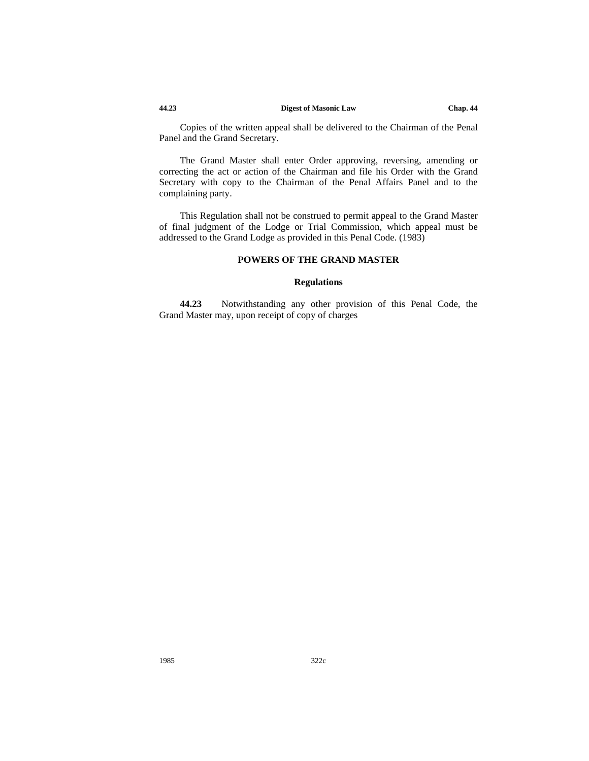Copies of the written appeal shall be delivered to the Chairman of the Penal Panel and the Grand Secretary.

The Grand Master shall enter Order approving, reversing, amending or correcting the act or action of the Chairman and file his Order with the Grand Secretary with copy to the Chairman of the Penal Affairs Panel and to the complaining party.

This Regulation shall not be construed to permit appeal to the Grand Master of final judgment of the Lodge or Trial Commission, which appeal must be addressed to the Grand Lodge as provided in this Penal Code. (1983)

## POWERS OF THE GRAND MASTER

### Regulations

**44.23** Notwithstanding any other provision of this Penal Code, the Grand Master may, upon receipt of copy of charges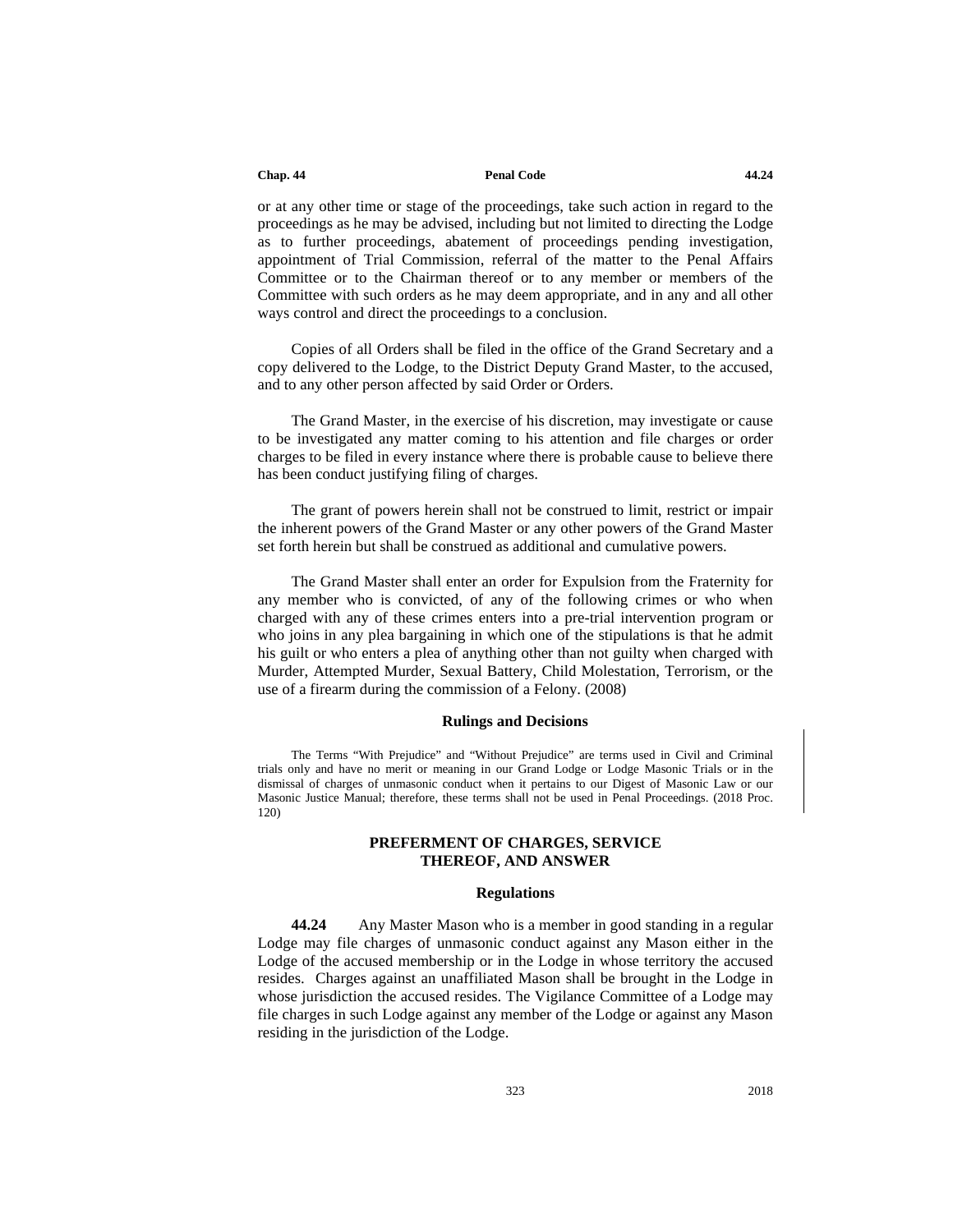or at any other time or stage of the proceedings, take such action in regard to the proceedings as he may be advised, including but not limited to directing the Lodge as to further proceedings, abatement of proceedings pending investigation, appointment of Trial Commission, referral of the matter to the Penal Affairs Committee or to the Chairman thereof or to any member or members of the Committee with such orders as he may deem appropriate, and in any and all other ways control and direct the proceedings to a conclusion.

Copies of all Orders shall be filed in the office of the Grand Secretary and a copy delivered to the Lodge, to the District Deputy Grand Master, to the accused, and to any other person affected by said Order or Orders.

The Grand Master, in the exercise of his discretion, may investigate or cause to be investigated any matter coming to his attention and file charges or order charges to be filed in every instance where there is probable cause to believe there has been conduct justifying filing of charges.

The grant of powers herein shall not be construed to limit, restrict or impair the inherent powers of the Grand Master or any other powers of the Grand Master set forth herein but shall be construed as additional and cumulative powers.

The Grand Master shall enter an order for Expulsion from the Fraternity for any member who is convicted, of any of the following crimes or who when charged with any of these crimes enters into a pre-trial intervention program or who joins in any plea bargaining in which one of the stipulations is that he admit his guilt or who enters a plea of anything other than not guilty when charged with Murder, Attempted Murder, Sexual Battery, Child Molestation, Terrorism, or the use of a firearm during the commission of a Felony. (2008)

#### Rulings and Decisions

The Terms "With Prejudice" and "Without Prejudice" are terms used in Civil and Criminal trials only and have no merit or meaning in our Grand Lodge or Lodge Masonic Trials or in the dismissal of charges of unmasonic conduct when it pertains to our Digest of Masonic Law or our Masonic Justice Manual; therefore, these terms shall not be used in Penal Proceedings. (2018 Proc. 120)

### PREFERMENT OF CHARGES, SERVICE THEREOF, AND ANSWER

#### Regulations

**44.24** Any Master Mason who is a member in good standing in a regular Lodge may file charges of unmasonic conduct against any Mason either in the Lodge of the accused membership or in the Lodge in whose territory the accused resides. Charges against an unaffiliated Mason shall be brought in the Lodge in whose jurisdiction the accused resides. The Vigilance Committee of a Lodge may file charges in such Lodge against any member of the Lodge or against any Mason residing in the jurisdiction of the Lodge.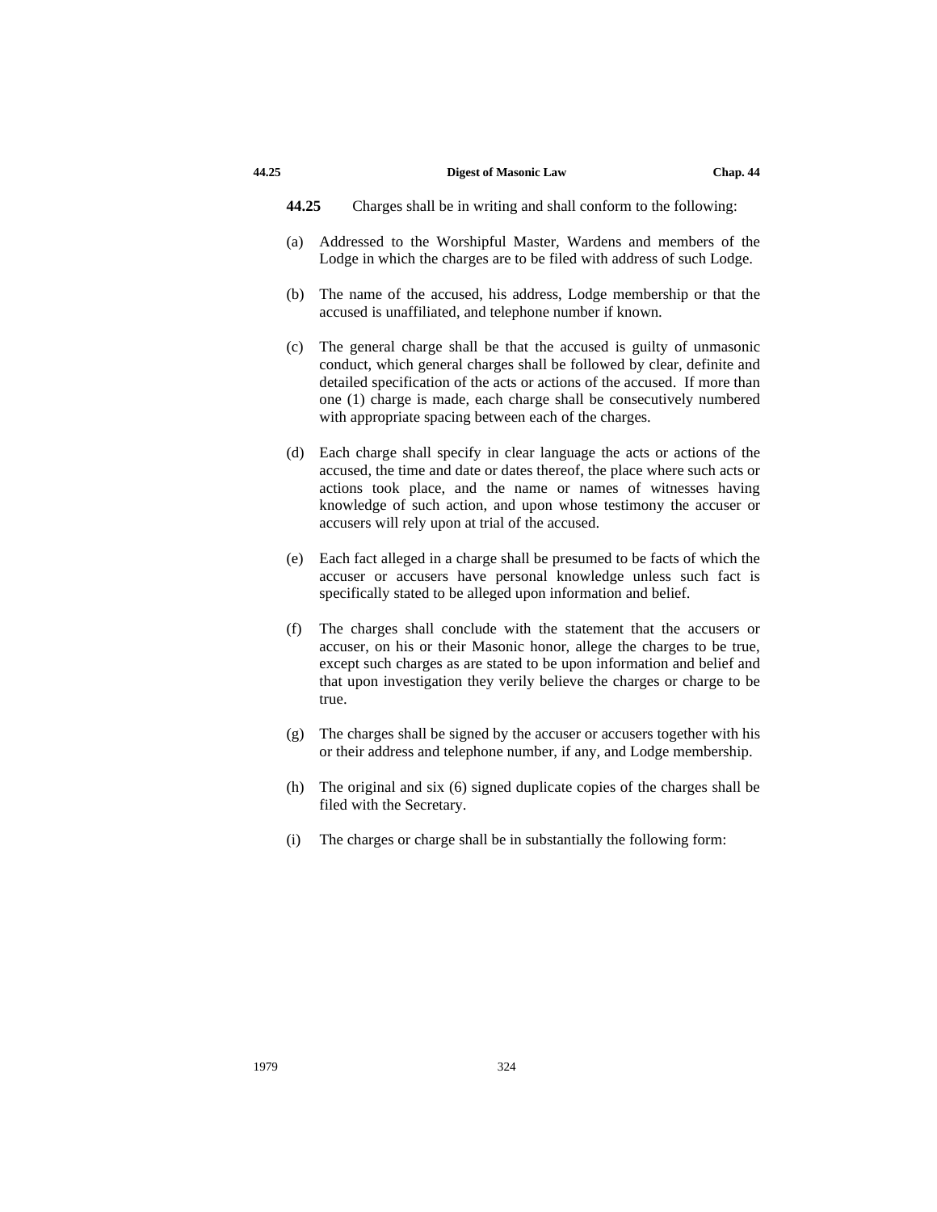**44.25** Charges shall be in writing and shall conform to the following:

(a) Addressed to the Worshipful Master, Wardens and members of the Lodge in which the charges are to be filed with address of such Lodge.

(b) The name of the accused, his address, Lodge membership or that the accused is unaffiliated, and telephone number if known.

(c) The general charge shall be that the accused is guilty of unmasonic conduct, which general charges shall be followed by clear, definite and detailed specification of the acts or actions of the accused. If more than one (1) charge is made, each charge shall be consecutively numbered with appropriate spacing between each of the charges.

(d) Each charge shall specify in clear language the acts or actions of the accused, the time and date or dates thereof, the place where such acts or actions took place, and the name or names of witnesses having knowledge of such action, and upon whose testimony the accuser or accusers will rely upon at trial of the accused.

(e) Each fact alleged in a charge shall be presumed to be facts of which the accuser or accusers have personal knowledge unless such fact is specifically stated to be alleged upon information and belief.

(f) The charges shall conclude with the statement that the accusers or accuser, on his or their Masonic honor, allege the charges to be true, except such charges as are stated to be upon information and belief and that upon investigation they verily believe the charges or charge to be true.

(g) The charges shall be signed by the accuser or accusers together with his or their address and telephone number, if any, and Lodge membership.

(h) The original and six (6) signed duplicate copies of the charges shall be filed with the Secretary.

(i) The charges or charge shall be in substantially the following form:

1979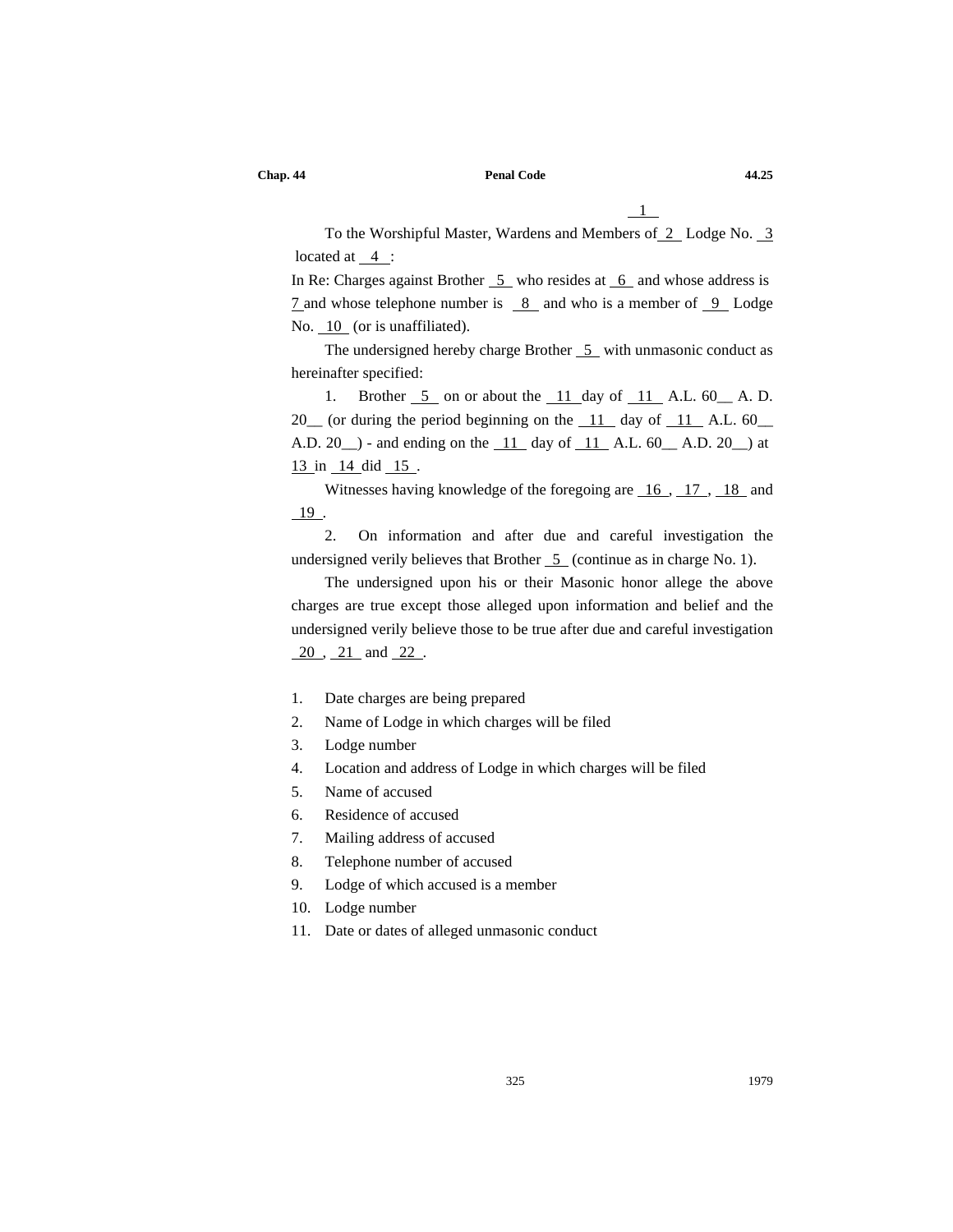\_\_1\_\_

To the Worshipful Master, Wardens and Members of \_2\_ Lodge No. \_3\_ located at \_4\_:

In Re: Charges against Brother \_5\_ who resides at \_6\_ and whose address is \_7\_ and whose telephone number is \_8\_ and who is a member of \_9\_ Lodge No. \_10\_ (or is unaffiliated).

The undersigned hereby charge Brother \_5\_ with unmasonic conduct as hereinafter specified:

1. Brother \_5\_ on or about the \_11\_ day of \_11\_ A.L. 60\_\_ A. D. 20\_\_ (or during the period beginning on the \_11\_ day of \_11\_ A.L. 60\_\_ A.D. 20\_\_) - and ending on the \_11\_ day of \_11\_ A.L. 60\_\_ A.D. 20\_\_) at \_13\_ in \_14\_ did \_15\_.

Witnesses having knowledge of the foregoing are \_16\_, \_17\_, \_18\_ and \_19\_.

2. On information and after due and careful investigation the undersigned verily believes that Brother \_5\_ (continue as in charge No. 1).

The undersigned upon his or their Masonic honor allege the above charges are true except those alleged upon information and belief and the undersigned verily believe those to be true after due and careful investigation \_20\_, \_21\_ and \_22\_.

1. Date charges are being prepared
2. Name of Lodge in which charges will be filed
3. Lodge number
4. Location and address of Lodge in which charges will be filed
5. Name of accused
6. Residence of accused
7. Mailing address of accused
8. Telephone number of accused
9. Lodge of which accused is a member
10. Lodge number
11. Date or dates of alleged unmasonic conduct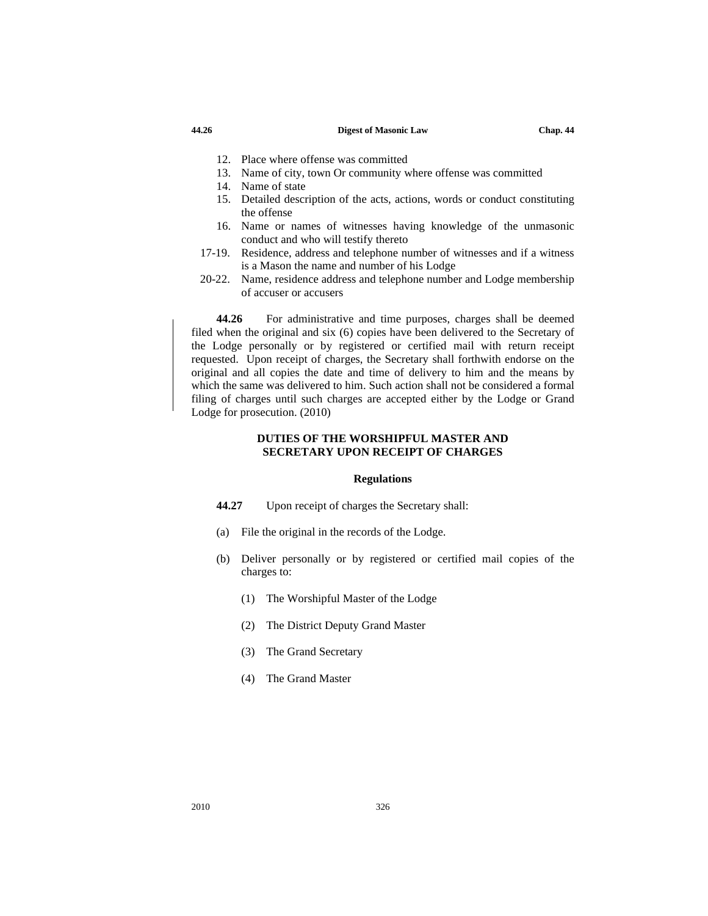12. Place where offense was committed
13. Name of city, town Or community where offense was committed
14. Name of state
15. Detailed description of the acts, actions, words or conduct constituting the offense
16. Name or names of witnesses having knowledge of the unmasonic conduct and who will testify thereto

17-19. Residence, address and telephone number of witnesses and if a witness is a Mason the name and number of his Lodge

20-22. Name, residence address and telephone number and Lodge membership of accuser or accusers

**44.26** For administrative and time purposes, charges shall be deemed filed when the original and six (6) copies have been delivered to the Secretary of the Lodge personally or by registered or certified mail with return receipt requested. Upon receipt of charges, the Secretary shall forthwith endorse on the original and all copies the date and time of delivery to him and the means by which the same was delivered to him. Such action shall not be considered a formal filing of charges until such charges are accepted either by the Lodge or Grand Lodge for prosecution. (2010)

### DUTIES OF THE WORSHIPFUL MASTER AND SECRETARY UPON RECEIPT OF CHARGES

#### Regulations

**44.27** Upon receipt of charges the Secretary shall:

(a) File the original in the records of the Lodge.

(b) Deliver personally or by registered or certified mail copies of the charges to:

(1) The Worshipful Master of the Lodge

(2) The District Deputy Grand Master

(3) The Grand Secretary

(4) The Grand Master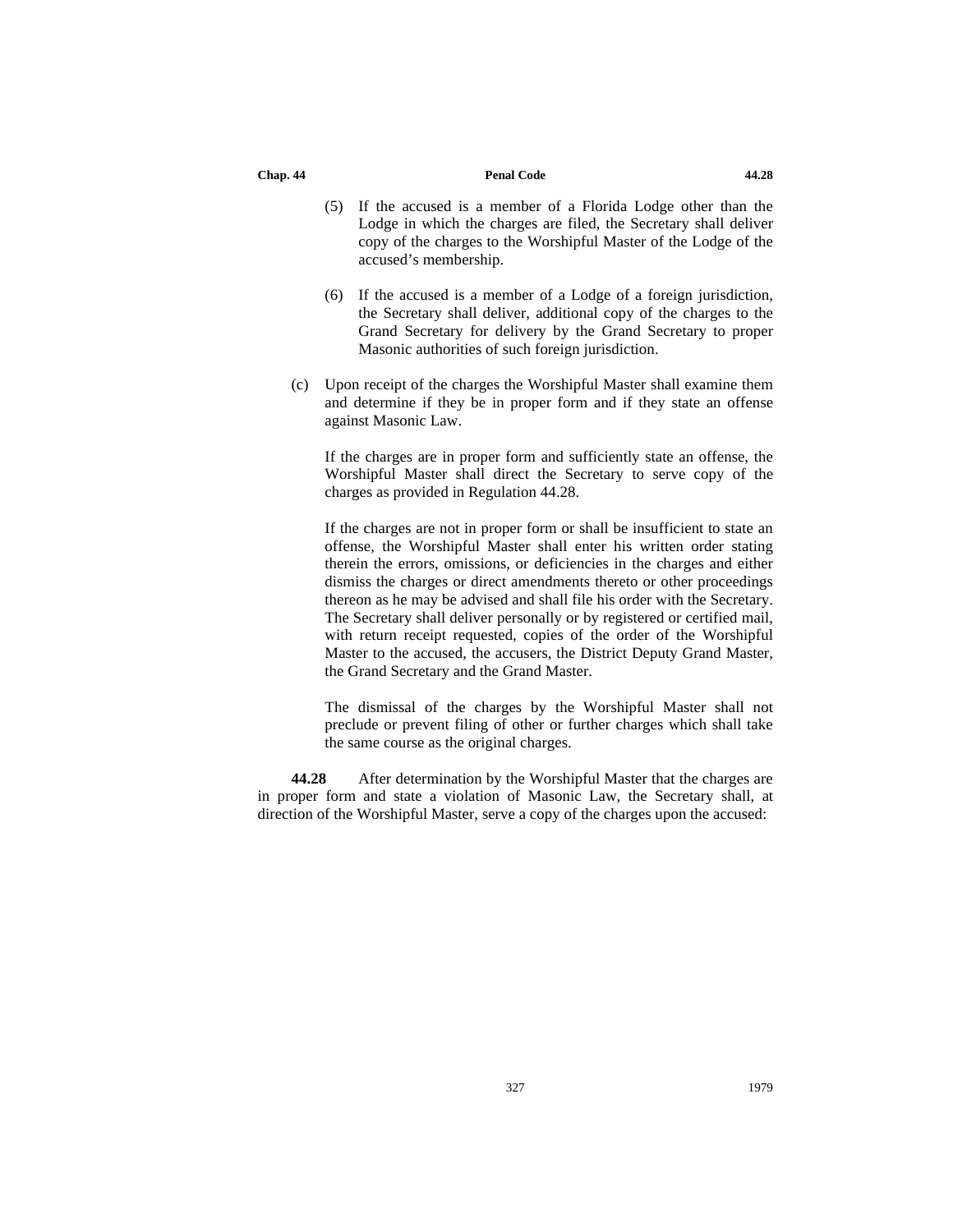(5) If the accused is a member of a Florida Lodge other than the Lodge in which the charges are filed, the Secretary shall deliver copy of the charges to the Worshipful Master of the Lodge of the accused's membership.

(6) If the accused is a member of a Lodge of a foreign jurisdiction, the Secretary shall deliver, additional copy of the charges to the Grand Secretary for delivery by the Grand Secretary to proper Masonic authorities of such foreign jurisdiction.

(c) Upon receipt of the charges the Worshipful Master shall examine them and determine if they be in proper form and if they state an offense against Masonic Law.

If the charges are in proper form and sufficiently state an offense, the Worshipful Master shall direct the Secretary to serve copy of the charges as provided in Regulation 44.28.

If the charges are not in proper form or shall be insufficient to state an offense, the Worshipful Master shall enter his written order stating therein the errors, omissions, or deficiencies in the charges and either dismiss the charges or direct amendments thereto or other proceedings thereon as he may be advised and shall file his order with the Secretary. The Secretary shall deliver personally or by registered or certified mail, with return receipt requested, copies of the order of the Worshipful Master to the accused, the accusers, the District Deputy Grand Master, the Grand Secretary and the Grand Master.

The dismissal of the charges by the Worshipful Master shall not preclude or prevent filing of other or further charges which shall take the same course as the original charges.

**44.28** After determination by the Worshipful Master that the charges are in proper form and state a violation of Masonic Law, the Secretary shall, at direction of the Worshipful Master, serve a copy of the charges upon the accused: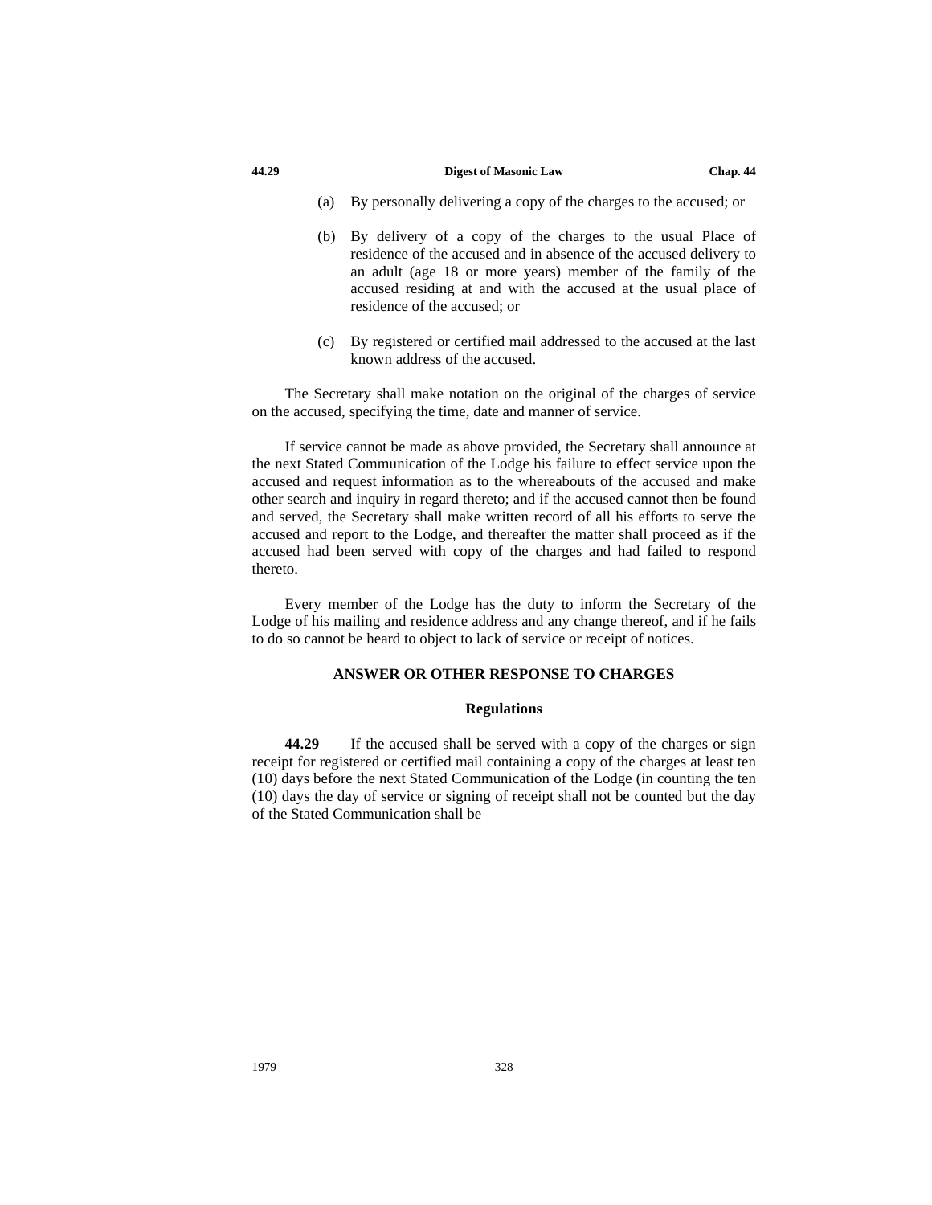(a) By personally delivering a copy of the charges to the accused; or

(b) By delivery of a copy of the charges to the usual Place of residence of the accused and in absence of the accused delivery to an adult (age 18 or more years) member of the family of the accused residing at and with the accused at the usual place of residence of the accused; or

(c) By registered or certified mail addressed to the accused at the last known address of the accused.

The Secretary shall make notation on the original of the charges of service on the accused, specifying the time, date and manner of service.

If service cannot be made as above provided, the Secretary shall announce at the next Stated Communication of the Lodge his failure to effect service upon the accused and request information as to the whereabouts of the accused and make other search and inquiry in regard thereto; and if the accused cannot then be found and served, the Secretary shall make written record of all his efforts to serve the accused and report to the Lodge, and thereafter the matter shall proceed as if the accused had been served with copy of the charges and had failed to respond thereto.

Every member of the Lodge has the duty to inform the Secretary of the Lodge of his mailing and residence address and any change thereof, and if he fails to do so cannot be heard to object to lack of service or receipt of notices.

## ANSWER OR OTHER RESPONSE TO CHARGES

### Regulations

**44.29** If the accused shall be served with a copy of the charges or sign receipt for registered or certified mail containing a copy of the charges at least ten (10) days before the next Stated Communication of the Lodge (in counting the ten (10) days the day of service or signing of receipt shall not be counted but the day of the Stated Communication shall be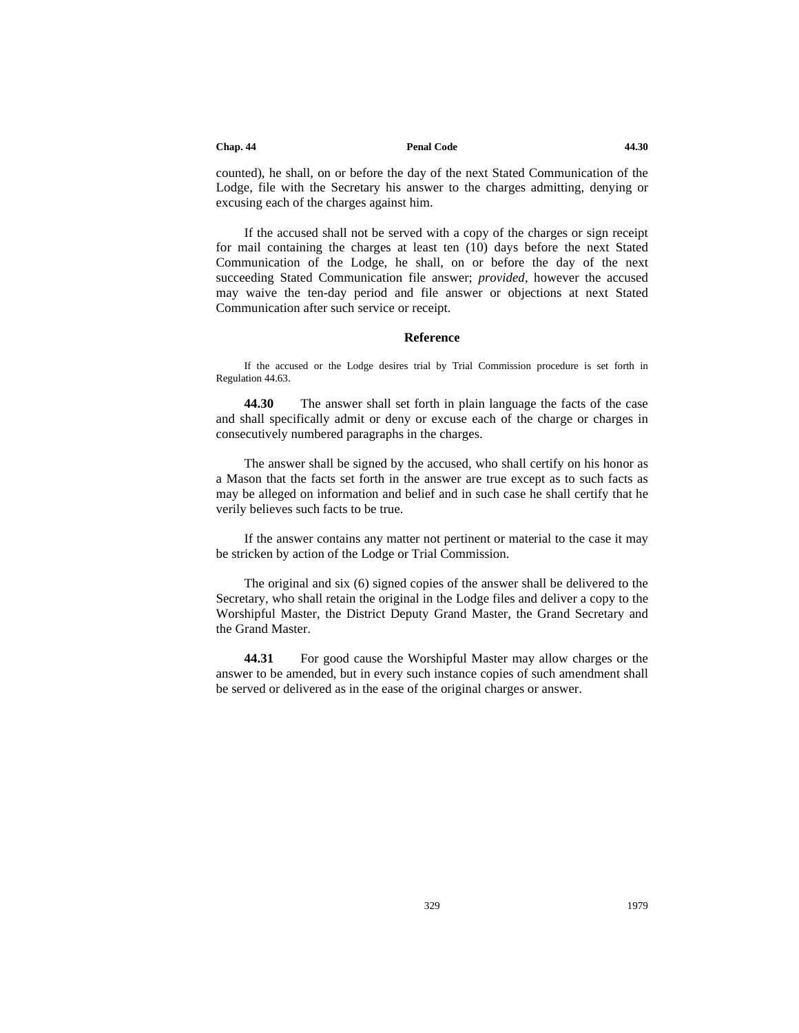counted), he shall, on or before the day of the next Stated Communication of the Lodge, file with the Secretary his answer to the charges admitting, denying or excusing each of the charges against him.

If the accused shall not be served with a copy of the charges or sign receipt for mail containing the charges at least ten (10) days before the next Stated Communication of the Lodge, he shall, on or before the day of the next succeeding Stated Communication file answer; *provided*, however the accused may waive the ten-day period and file answer or objections at next Stated Communication after such service or receipt.

### Reference

If the accused or the Lodge desires trial by Trial Commission procedure is set forth in Regulation 44.63.

**44.30** The answer shall set forth in plain language the facts of the case and shall specifically admit or deny or excuse each of the charge or charges in consecutively numbered paragraphs in the charges.

The answer shall be signed by the accused, who shall certify on his honor as a Mason that the facts set forth in the answer are true except as to such facts as may be alleged on information and belief and in such case he shall certify that he verily believes such facts to be true.

If the answer contains any matter not pertinent or material to the case it may be stricken by action of the Lodge or Trial Commission.

The original and six (6) signed copies of the answer shall be delivered to the Secretary, who shall retain the original in the Lodge files and deliver a copy to the Worshipful Master, the District Deputy Grand Master, the Grand Secretary and the Grand Master.

**44.31** For good cause the Worshipful Master may allow charges or the answer to be amended, but in every such instance copies of such amendment shall be served or delivered as in the ease of the original charges or answer.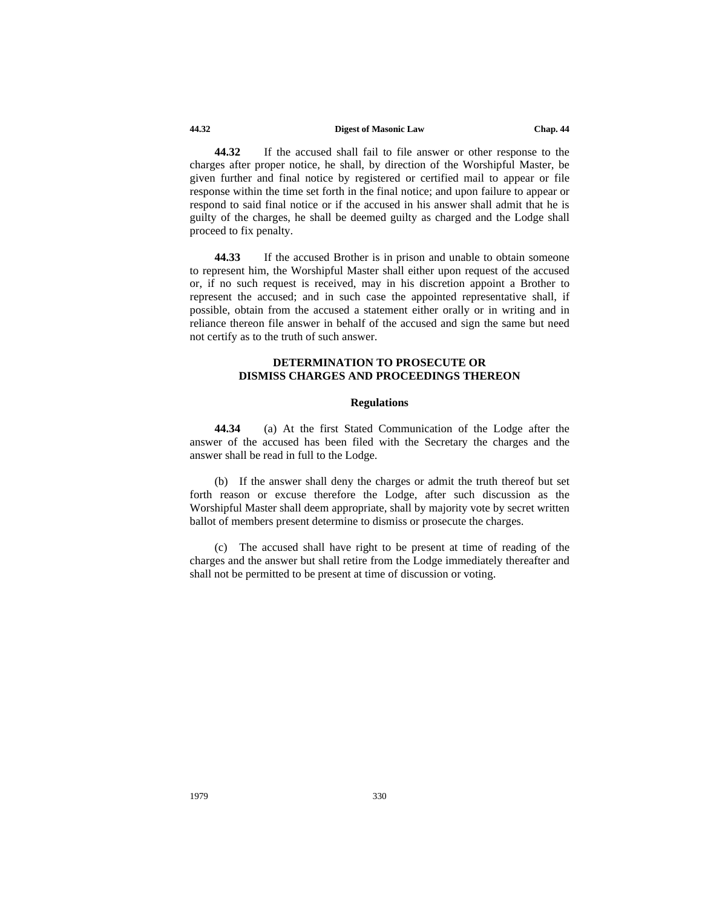**44.32** If the accused shall fail to file answer or other response to the charges after proper notice, he shall, by direction of the Worshipful Master, be given further and final notice by registered or certified mail to appear or file response within the time set forth in the final notice; and upon failure to appear or respond to said final notice or if the accused in his answer shall admit that he is guilty of the charges, he shall be deemed guilty as charged and the Lodge shall proceed to fix penalty.

**44.33** If the accused Brother is in prison and unable to obtain someone to represent him, the Worshipful Master shall either upon request of the accused or, if no such request is received, may in his discretion appoint a Brother to represent the accused; and in such case the appointed representative shall, if possible, obtain from the accused a statement either orally or in writing and in reliance thereon file answer in behalf of the accused and sign the same but need not certify as to the truth of such answer.

## DETERMINATION TO PROSECUTE OR DISMISS CHARGES AND PROCEEDINGS THEREON

### Regulations

**44.34** (a) At the first Stated Communication of the Lodge after the answer of the accused has been filed with the Secretary the charges and the answer shall be read in full to the Lodge.

(b) If the answer shall deny the charges or admit the truth thereof but set forth reason or excuse therefore the Lodge, after such discussion as the Worshipful Master shall deem appropriate, shall by majority vote by secret written ballot of members present determine to dismiss or prosecute the charges.

(c) The accused shall have right to be present at time of reading of the charges and the answer but shall retire from the Lodge immediately thereafter and shall not be permitted to be present at time of discussion or voting.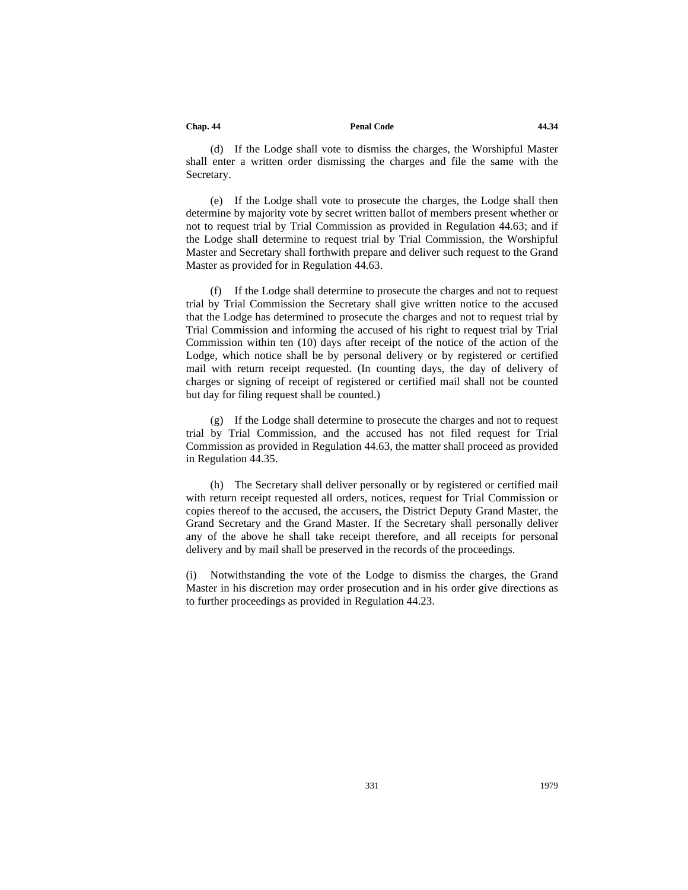(d) If the Lodge shall vote to dismiss the charges, the Worshipful Master shall enter a written order dismissing the charges and file the same with the Secretary.

(e) If the Lodge shall vote to prosecute the charges, the Lodge shall then determine by majority vote by secret written ballot of members present whether or not to request trial by Trial Commission as provided in Regulation 44.63; and if the Lodge shall determine to request trial by Trial Commission, the Worshipful Master and Secretary shall forthwith prepare and deliver such request to the Grand Master as provided for in Regulation 44.63.

(f) If the Lodge shall determine to prosecute the charges and not to request trial by Trial Commission the Secretary shall give written notice to the accused that the Lodge has determined to prosecute the charges and not to request trial by Trial Commission and informing the accused of his right to request trial by Trial Commission within ten (10) days after receipt of the notice of the action of the Lodge, which notice shall be by personal delivery or by registered or certified mail with return receipt requested. (In counting days, the day of delivery of charges or signing of receipt of registered or certified mail shall not be counted but day for filing request shall be counted.)

(g) If the Lodge shall determine to prosecute the charges and not to request trial by Trial Commission, and the accused has not filed request for Trial Commission as provided in Regulation 44.63, the matter shall proceed as provided in Regulation 44.35.

(h) The Secretary shall deliver personally or by registered or certified mail with return receipt requested all orders, notices, request for Trial Commission or copies thereof to the accused, the accusers, the District Deputy Grand Master, the Grand Secretary and the Grand Master. If the Secretary shall personally deliver any of the above he shall take receipt therefore, and all receipts for personal delivery and by mail shall be preserved in the records of the proceedings.

(i) Notwithstanding the vote of the Lodge to dismiss the charges, the Grand Master in his discretion may order prosecution and in his order give directions as to further proceedings as provided in Regulation 44.23.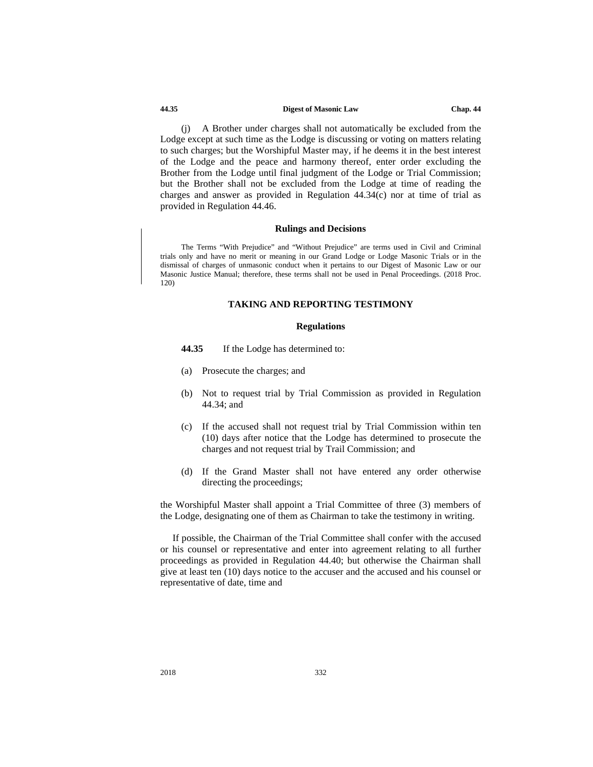(j) A Brother under charges shall not automatically be excluded from the Lodge except at such time as the Lodge is discussing or voting on matters relating to such charges; but the Worshipful Master may, if he deems it in the best interest of the Lodge and the peace and harmony thereof, enter order excluding the Brother from the Lodge until final judgment of the Lodge or Trial Commission; but the Brother shall not be excluded from the Lodge at time of reading the charges and answer as provided in Regulation 44.34(c) nor at time of trial as provided in Regulation 44.46.

### Rulings and Decisions

The Terms "With Prejudice" and "Without Prejudice" are terms used in Civil and Criminal trials only and have no merit or meaning in our Grand Lodge or Lodge Masonic Trials or in the dismissal of charges of unmasonic conduct when it pertains to our Digest of Masonic Law or our Masonic Justice Manual; therefore, these terms shall not be used in Penal Proceedings. (2018 Proc. 120)

## TAKING AND REPORTING TESTIMONY

### Regulations

**44.35** If the Lodge has determined to:

(a) Prosecute the charges; and

(b) Not to request trial by Trial Commission as provided in Regulation 44.34; and

(c) If the accused shall not request trial by Trial Commission within ten (10) days after notice that the Lodge has determined to prosecute the charges and not request trial by Trail Commission; and

(d) If the Grand Master shall not have entered any order otherwise directing the proceedings;

the Worshipful Master shall appoint a Trial Committee of three (3) members of the Lodge, designating one of them as Chairman to take the testimony in writing.

If possible, the Chairman of the Trial Committee shall confer with the accused or his counsel or representative and enter into agreement relating to all further proceedings as provided in Regulation 44.40; but otherwise the Chairman shall give at least ten (10) days notice to the accuser and the accused and his counsel or representative of date, time and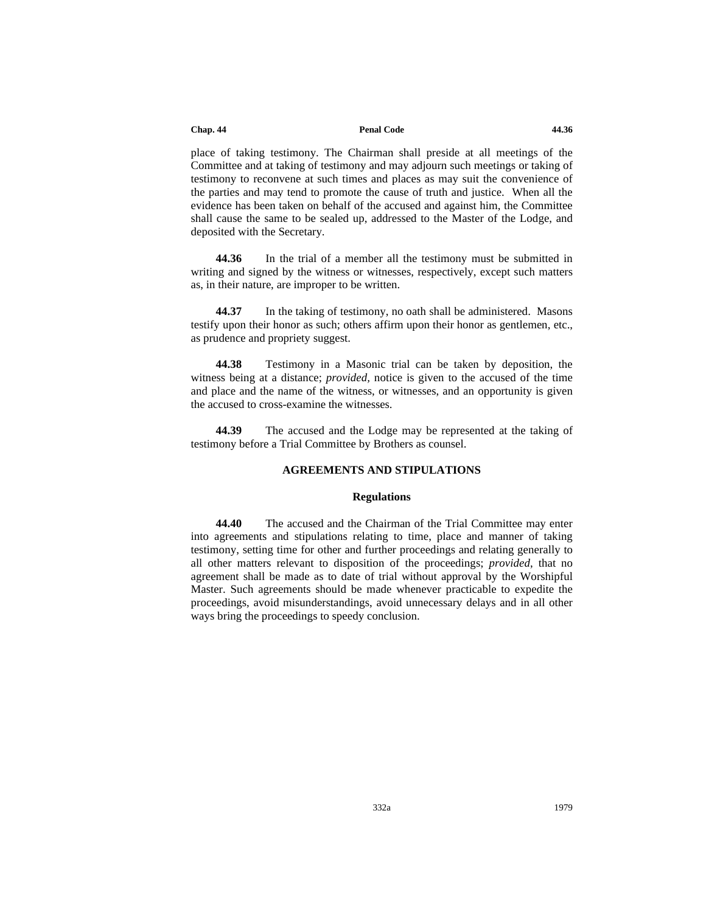place of taking testimony. The Chairman shall preside at all meetings of the Committee and at taking of testimony and may adjourn such meetings or taking of testimony to reconvene at such times and places as may suit the convenience of the parties and may tend to promote the cause of truth and justice. When all the evidence has been taken on behalf of the accused and against him, the Committee shall cause the same to be sealed up, addressed to the Master of the Lodge, and deposited with the Secretary.

**44.36** In the trial of a member all the testimony must be submitted in writing and signed by the witness or witnesses, respectively, except such matters as, in their nature, are improper to be written.

**44.37** In the taking of testimony, no oath shall be administered. Masons testify upon their honor as such; others affirm upon their honor as gentlemen, etc., as prudence and propriety suggest.

**44.38** Testimony in a Masonic trial can be taken by deposition, the witness being at a distance; *provided*, notice is given to the accused of the time and place and the name of the witness, or witnesses, and an opportunity is given the accused to cross-examine the witnesses.

**44.39** The accused and the Lodge may be represented at the taking of testimony before a Trial Committee by Brothers as counsel.

## AGREEMENTS AND STIPULATIONS

### Regulations

**44.40** The accused and the Chairman of the Trial Committee may enter into agreements and stipulations relating to time, place and manner of taking testimony, setting time for other and further proceedings and relating generally to all other matters relevant to disposition of the proceedings; *provided*, that no agreement shall be made as to date of trial without approval by the Worshipful Master. Such agreements should be made whenever practicable to expedite the proceedings, avoid misunderstandings, avoid unnecessary delays and in all other ways bring the proceedings to speedy conclusion.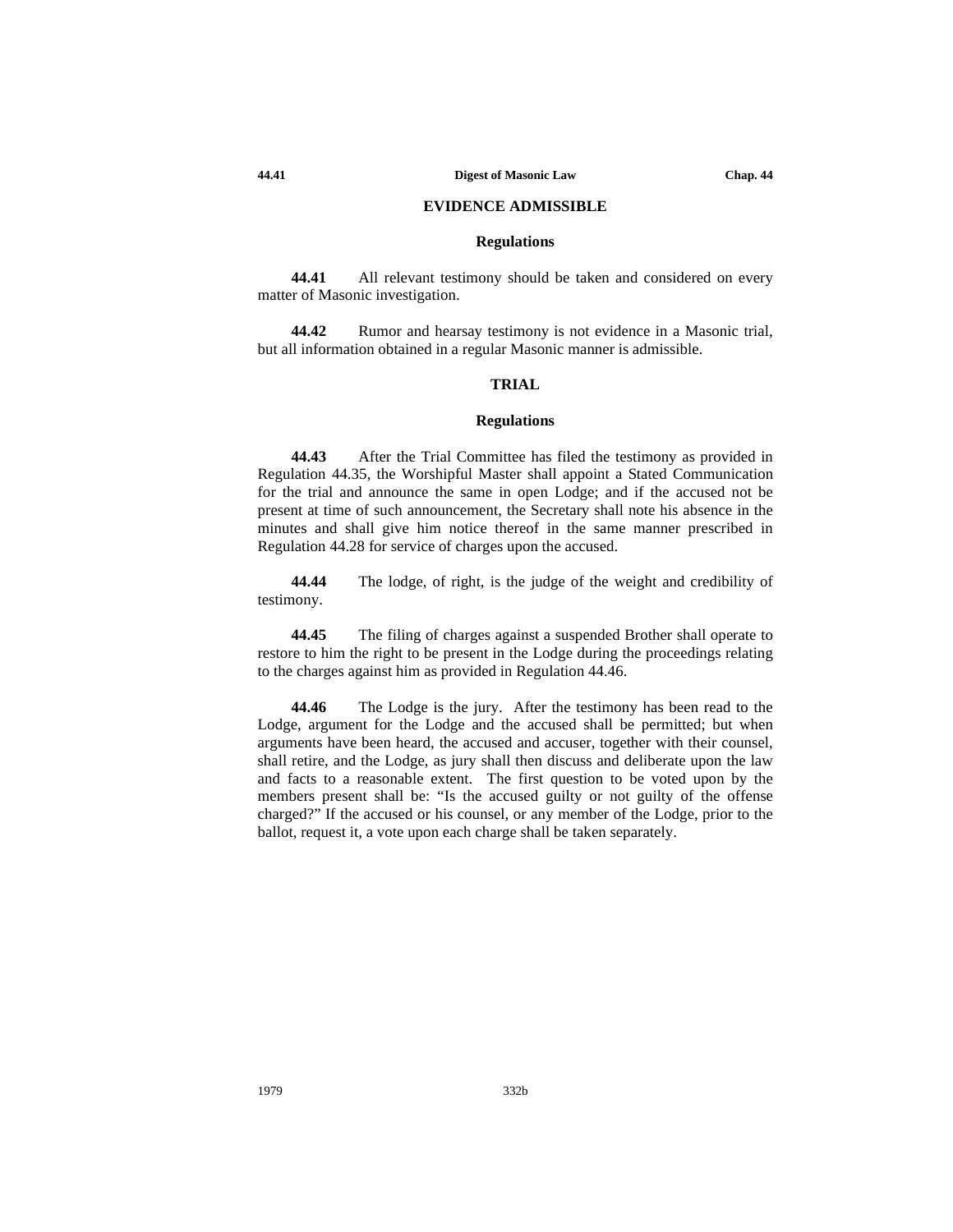## EVIDENCE ADMISSIBLE

### Regulations

**44.41** All relevant testimony should be taken and considered on every matter of Masonic investigation.

**44.42** Rumor and hearsay testimony is not evidence in a Masonic trial, but all information obtained in a regular Masonic manner is admissible.

## TRIAL

### Regulations

**44.43** After the Trial Committee has filed the testimony as provided in Regulation 44.35, the Worshipful Master shall appoint a Stated Communication for the trial and announce the same in open Lodge; and if the accused not be present at time of such announcement, the Secretary shall note his absence in the minutes and shall give him notice thereof in the same manner prescribed in Regulation 44.28 for service of charges upon the accused.

**44.44** The lodge, of right, is the judge of the weight and credibility of testimony.

**44.45** The filing of charges against a suspended Brother shall operate to restore to him the right to be present in the Lodge during the proceedings relating to the charges against him as provided in Regulation 44.46.

**44.46** The Lodge is the jury. After the testimony has been read to the Lodge, argument for the Lodge and the accused shall be permitted; but when arguments have been heard, the accused and accuser, together with their counsel, shall retire, and the Lodge, as jury shall then discuss and deliberate upon the law and facts to a reasonable extent. The first question to be voted upon by the members present shall be: "Is the accused guilty or not guilty of the offense charged?" If the accused or his counsel, or any member of the Lodge, prior to the ballot, request it, a vote upon each charge shall be taken separately.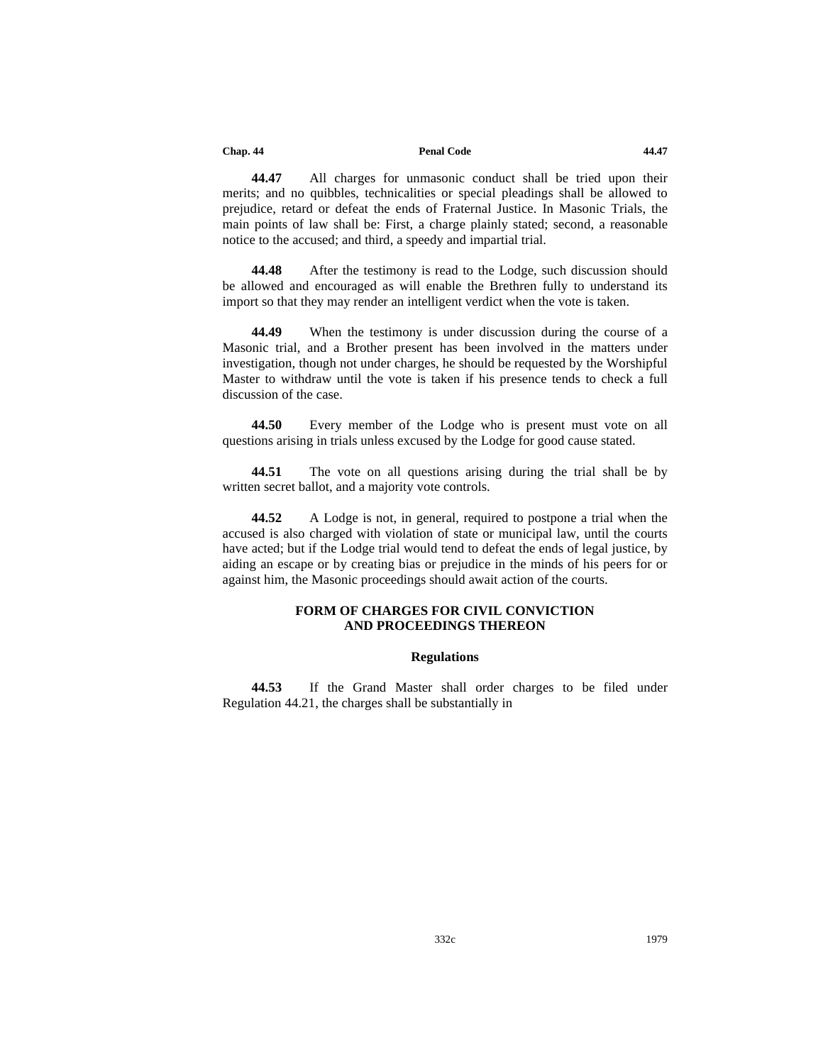**44.47** All charges for unmasonic conduct shall be tried upon their merits; and no quibbles, technicalities or special pleadings shall be allowed to prejudice, retard or defeat the ends of Fraternal Justice. In Masonic Trials, the main points of law shall be: First, a charge plainly stated; second, a reasonable notice to the accused; and third, a speedy and impartial trial.

**44.48** After the testimony is read to the Lodge, such discussion should be allowed and encouraged as will enable the Brethren fully to understand its import so that they may render an intelligent verdict when the vote is taken.

**44.49** When the testimony is under discussion during the course of a Masonic trial, and a Brother present has been involved in the matters under investigation, though not under charges, he should be requested by the Worshipful Master to withdraw until the vote is taken if his presence tends to check a full discussion of the case.

**44.50** Every member of the Lodge who is present must vote on all questions arising in trials unless excused by the Lodge for good cause stated.

**44.51** The vote on all questions arising during the trial shall be by written secret ballot, and a majority vote controls.

**44.52** A Lodge is not, in general, required to postpone a trial when the accused is also charged with violation of state or municipal law, until the courts have acted; but if the Lodge trial would tend to defeat the ends of legal justice, by aiding an escape or by creating bias or prejudice in the minds of his peers for or against him, the Masonic proceedings should await action of the courts.

## FORM OF CHARGES FOR CIVIL CONVICTION AND PROCEEDINGS THEREON

### Regulations

**44.53** If the Grand Master shall order charges to be filed under Regulation 44.21, the charges shall be substantially in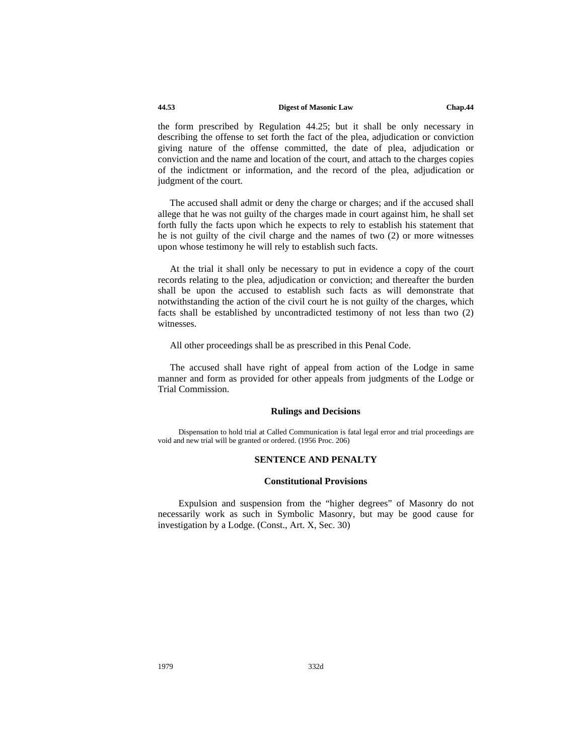the form prescribed by Regulation 44.25; but it shall be only necessary in describing the offense to set forth the fact of the plea, adjudication or conviction giving nature of the offense committed, the date of plea, adjudication or conviction and the name and location of the court, and attach to the charges copies of the indictment or information, and the record of the plea, adjudication or judgment of the court.

The accused shall admit or deny the charge or charges; and if the accused shall allege that he was not guilty of the charges made in court against him, he shall set forth fully the facts upon which he expects to rely to establish his statement that he is not guilty of the civil charge and the names of two (2) or more witnesses upon whose testimony he will rely to establish such facts.

At the trial it shall only be necessary to put in evidence a copy of the court records relating to the plea, adjudication or conviction; and thereafter the burden shall be upon the accused to establish such facts as will demonstrate that notwithstanding the action of the civil court he is not guilty of the charges, which facts shall be established by uncontradicted testimony of not less than two (2) witnesses.

All other proceedings shall be as prescribed in this Penal Code.

The accused shall have right of appeal from action of the Lodge in same manner and form as provided for other appeals from judgments of the Lodge or Trial Commission.

### Rulings and Decisions

Dispensation to hold trial at Called Communication is fatal legal error and trial proceedings are void and new trial will be granted or ordered. (1956 Proc. 206)

## SENTENCE AND PENALTY

### Constitutional Provisions

Expulsion and suspension from the "higher degrees" of Masonry do not necessarily work as such in Symbolic Masonry, but may be good cause for investigation by a Lodge. (Const., Art. X, Sec. 30)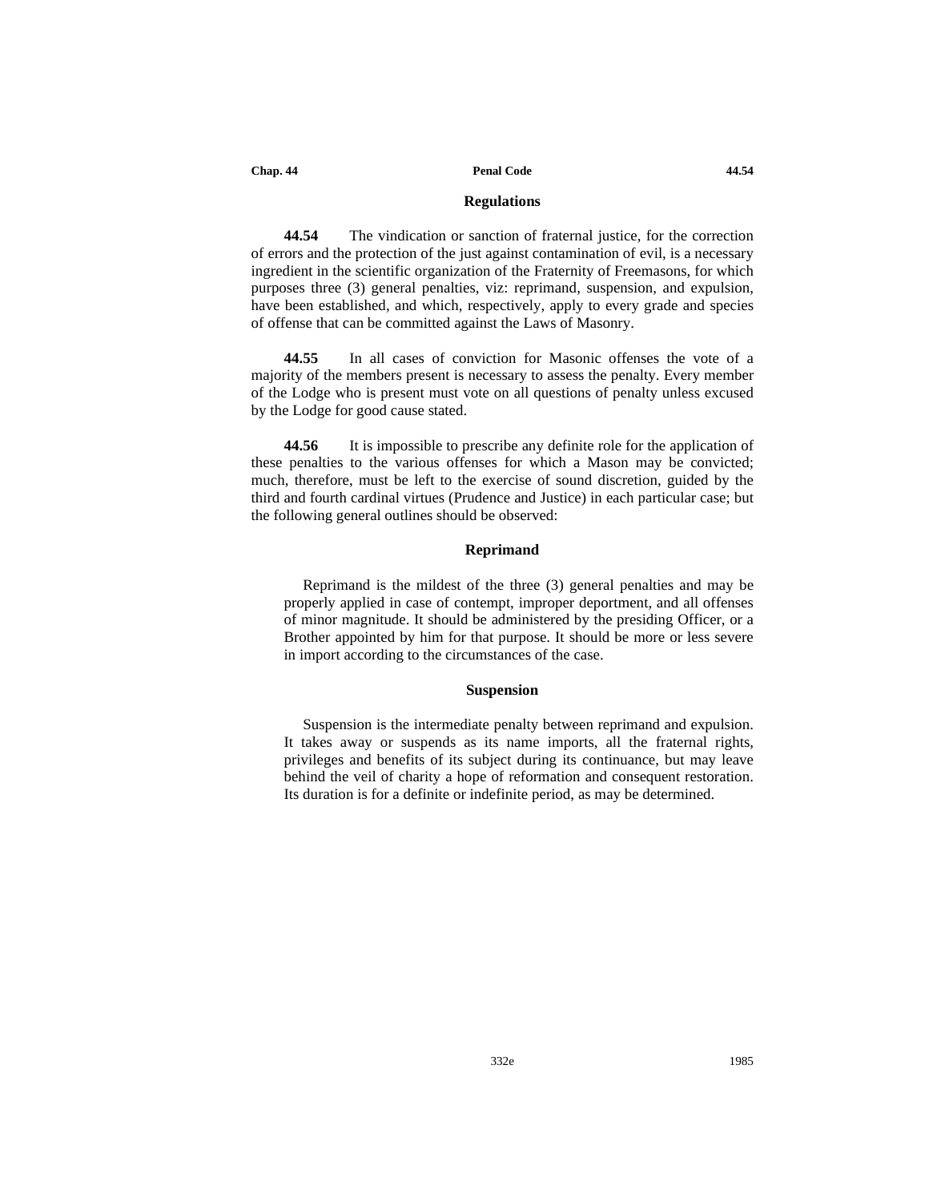## Regulations

**44.54** The vindication or sanction of fraternal justice, for the correction of errors and the protection of the just against contamination of evil, is a necessary ingredient in the scientific organization of the Fraternity of Freemasons, for which purposes three (3) general penalties, viz: reprimand, suspension, and expulsion, have been established, and which, respectively, apply to every grade and species of offense that can be committed against the Laws of Masonry.

**44.55** In all cases of conviction for Masonic offenses the vote of a majority of the members present is necessary to assess the penalty. Every member of the Lodge who is present must vote on all questions of penalty unless excused by the Lodge for good cause stated.

**44.56** It is impossible to prescribe any definite role for the application of these penalties to the various offenses for which a Mason may be convicted; much, therefore, must be left to the exercise of sound discretion, guided by the third and fourth cardinal virtues (Prudence and Justice) in each particular case; but the following general outlines should be observed:

### Reprimand

Reprimand is the mildest of the three (3) general penalties and may be properly applied in case of contempt, improper deportment, and all offenses of minor magnitude. It should be administered by the presiding Officer, or a Brother appointed by him for that purpose. It should be more or less severe in import according to the circumstances of the case.

### Suspension

Suspension is the intermediate penalty between reprimand and expulsion. It takes away or suspends as its name imports, all the fraternal rights, privileges and benefits of its subject during its continuance, but may leave behind the veil of charity a hope of reformation and consequent restoration. Its duration is for a definite or indefinite period, as may be determined.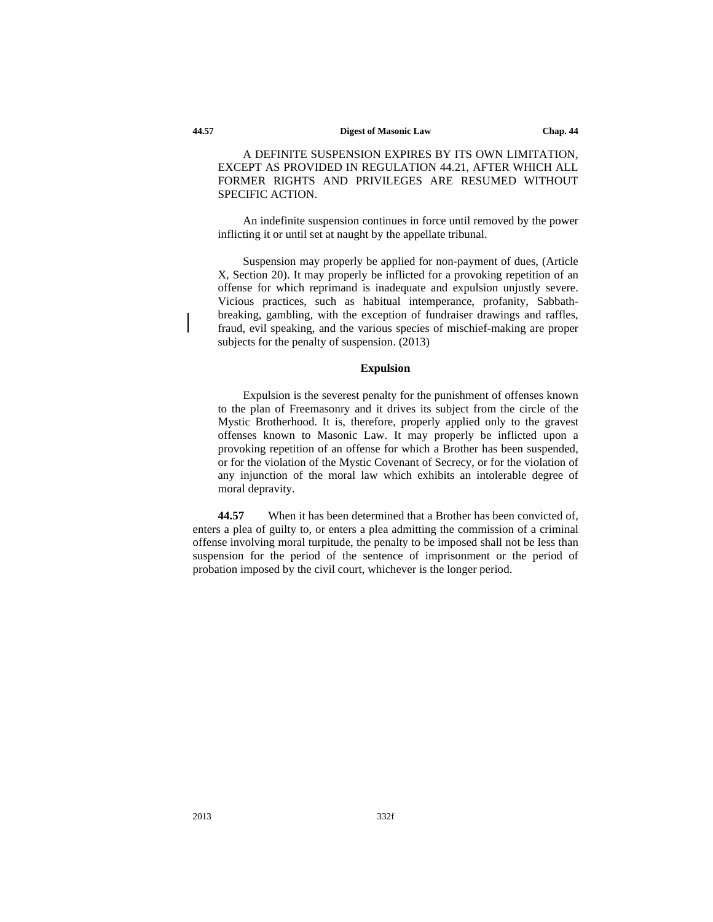A DEFINITE SUSPENSION EXPIRES BY ITS OWN LIMITATION, EXCEPT AS PROVIDED IN REGULATION 44.21, AFTER WHICH ALL FORMER RIGHTS AND PRIVILEGES ARE RESUMED WITHOUT SPECIFIC ACTION.

An indefinite suspension continues in force until removed by the power inflicting it or until set at naught by the appellate tribunal.

Suspension may properly be applied for non-payment of dues, (Article X, Section 20). It may properly be inflicted for a provoking repetition of an offense for which reprimand is inadequate and expulsion unjustly severe. Vicious practices, such as habitual intemperance, profanity, Sabbath-breaking, gambling, with the exception of fundraiser drawings and raffles, fraud, evil speaking, and the various species of mischief-making are proper subjects for the penalty of suspension. (2013)

### Expulsion

Expulsion is the severest penalty for the punishment of offenses known to the plan of Freemasonry and it drives its subject from the circle of the Mystic Brotherhood. It is, therefore, properly applied only to the gravest offenses known to Masonic Law. It may properly be inflicted upon a provoking repetition of an offense for which a Brother has been suspended, or for the violation of the Mystic Covenant of Secrecy, or for the violation of any injunction of the moral law which exhibits an intolerable degree of moral depravity.

**44.57** When it has been determined that a Brother has been convicted of, enters a plea of guilty to, or enters a plea admitting the commission of a criminal offense involving moral turpitude, the penalty to be imposed shall not be less than suspension for the period of the sentence of imprisonment or the period of probation imposed by the civil court, whichever is the longer period.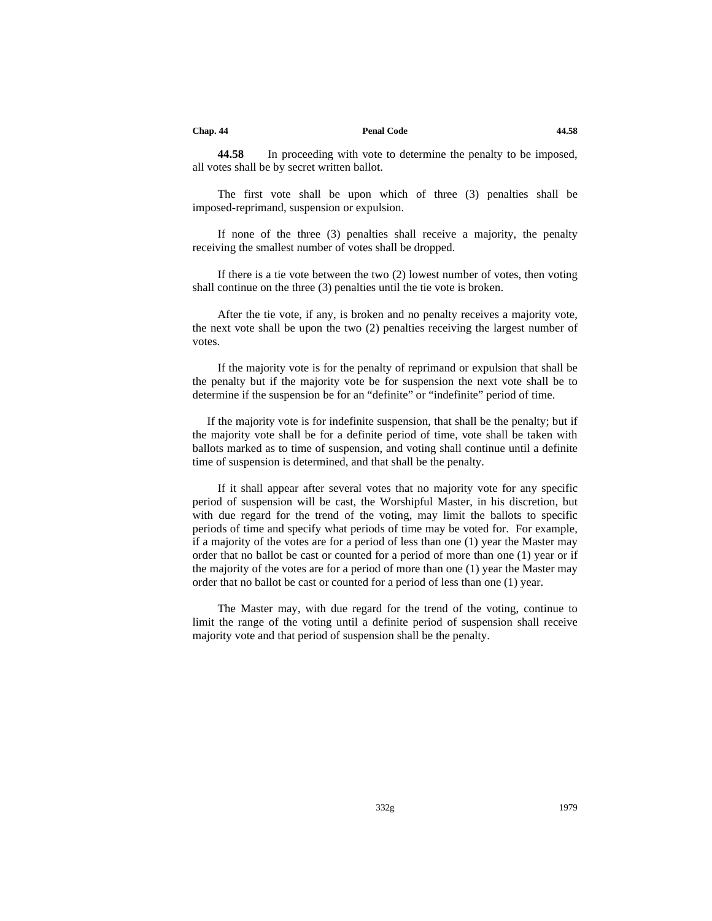**44.58** In proceeding with vote to determine the penalty to be imposed, all votes shall be by secret written ballot.

The first vote shall be upon which of three (3) penalties shall be imposed-reprimand, suspension or expulsion.

If none of the three (3) penalties shall receive a majority, the penalty receiving the smallest number of votes shall be dropped.

If there is a tie vote between the two (2) lowest number of votes, then voting shall continue on the three (3) penalties until the tie vote is broken.

After the tie vote, if any, is broken and no penalty receives a majority vote, the next vote shall be upon the two (2) penalties receiving the largest number of votes.

If the majority vote is for the penalty of reprimand or expulsion that shall be the penalty but if the majority vote be for suspension the next vote shall be to determine if the suspension be for an "definite" or "indefinite" period of time.

If the majority vote is for indefinite suspension, that shall be the penalty; but if the majority vote shall be for a definite period of time, vote shall be taken with ballots marked as to time of suspension, and voting shall continue until a definite time of suspension is determined, and that shall be the penalty.

If it shall appear after several votes that no majority vote for any specific period of suspension will be cast, the Worshipful Master, in his discretion, but with due regard for the trend of the voting, may limit the ballots to specific periods of time and specify what periods of time may be voted for. For example, if a majority of the votes are for a period of less than one (1) year the Master may order that no ballot be cast or counted for a period of more than one (1) year or if the majority of the votes are for a period of more than one (1) year the Master may order that no ballot be cast or counted for a period of less than one (1) year.

The Master may, with due regard for the trend of the voting, continue to limit the range of the voting until a definite period of suspension shall receive majority vote and that period of suspension shall be the penalty.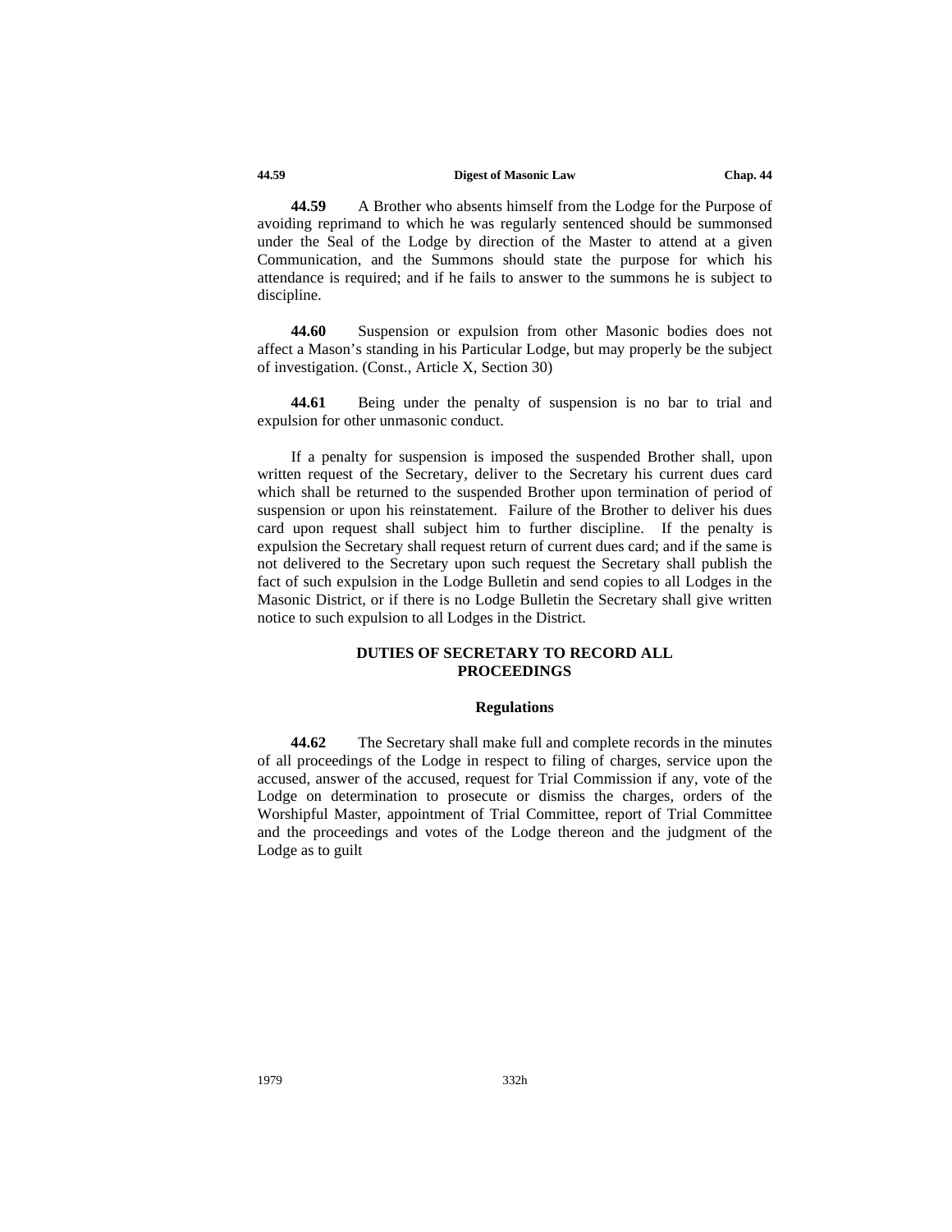**44.59** A Brother who absents himself from the Lodge for the Purpose of avoiding reprimand to which he was regularly sentenced should be summonsed under the Seal of the Lodge by direction of the Master to attend at a given Communication, and the Summons should state the purpose for which his attendance is required; and if he fails to answer to the summons he is subject to discipline.

**44.60** Suspension or expulsion from other Masonic bodies does not affect a Mason's standing in his Particular Lodge, but may properly be the subject of investigation. (Const., Article X, Section 30)

**44.61** Being under the penalty of suspension is no bar to trial and expulsion for other unmasonic conduct.

If a penalty for suspension is imposed the suspended Brother shall, upon written request of the Secretary, deliver to the Secretary his current dues card which shall be returned to the suspended Brother upon termination of period of suspension or upon his reinstatement. Failure of the Brother to deliver his dues card upon request shall subject him to further discipline. If the penalty is expulsion the Secretary shall request return of current dues card; and if the same is not delivered to the Secretary upon such request the Secretary shall publish the fact of such expulsion in the Lodge Bulletin and send copies to all Lodges in the Masonic District, or if there is no Lodge Bulletin the Secretary shall give written notice to such expulsion to all Lodges in the District.

## DUTIES OF SECRETARY TO RECORD ALL PROCEEDINGS

### Regulations

**44.62** The Secretary shall make full and complete records in the minutes of all proceedings of the Lodge in respect to filing of charges, service upon the accused, answer of the accused, request for Trial Commission if any, vote of the Lodge on determination to prosecute or dismiss the charges, orders of the Worshipful Master, appointment of Trial Committee, report of Trial Committee and the proceedings and votes of the Lodge thereon and the judgment of the Lodge as to guilt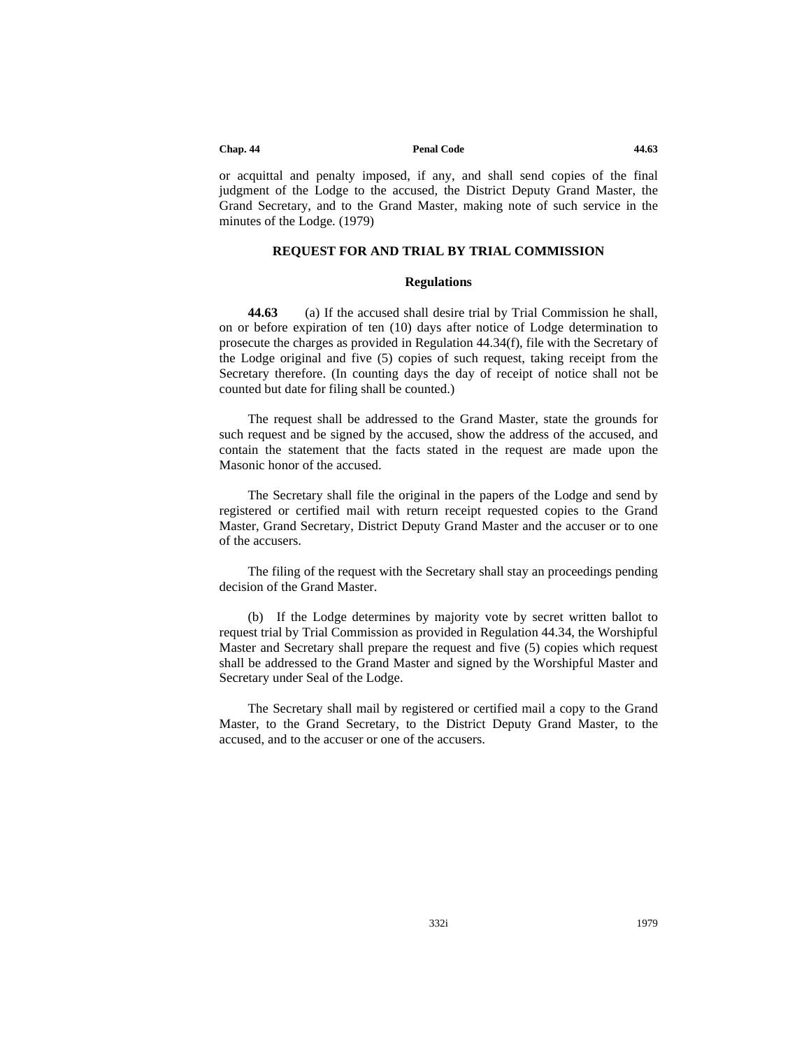or acquittal and penalty imposed, if any, and shall send copies of the final judgment of the Lodge to the accused, the District Deputy Grand Master, the Grand Secretary, and to the Grand Master, making note of such service in the minutes of the Lodge. (1979)

## REQUEST FOR AND TRIAL BY TRIAL COMMISSION

### Regulations

**44.63** (a) If the accused shall desire trial by Trial Commission he shall, on or before expiration of ten (10) days after notice of Lodge determination to prosecute the charges as provided in Regulation 44.34(f), file with the Secretary of the Lodge original and five (5) copies of such request, taking receipt from the Secretary therefore. (In counting days the day of receipt of notice shall not be counted but date for filing shall be counted.)

The request shall be addressed to the Grand Master, state the grounds for such request and be signed by the accused, show the address of the accused, and contain the statement that the facts stated in the request are made upon the Masonic honor of the accused.

The Secretary shall file the original in the papers of the Lodge and send by registered or certified mail with return receipt requested copies to the Grand Master, Grand Secretary, District Deputy Grand Master and the accuser or to one of the accusers.

The filing of the request with the Secretary shall stay an proceedings pending decision of the Grand Master.

(b) If the Lodge determines by majority vote by secret written ballot to request trial by Trial Commission as provided in Regulation 44.34, the Worshipful Master and Secretary shall prepare the request and five (5) copies which request shall be addressed to the Grand Master and signed by the Worshipful Master and Secretary under Seal of the Lodge.

The Secretary shall mail by registered or certified mail a copy to the Grand Master, to the Grand Secretary, to the District Deputy Grand Master, to the accused, and to the accuser or one of the accusers.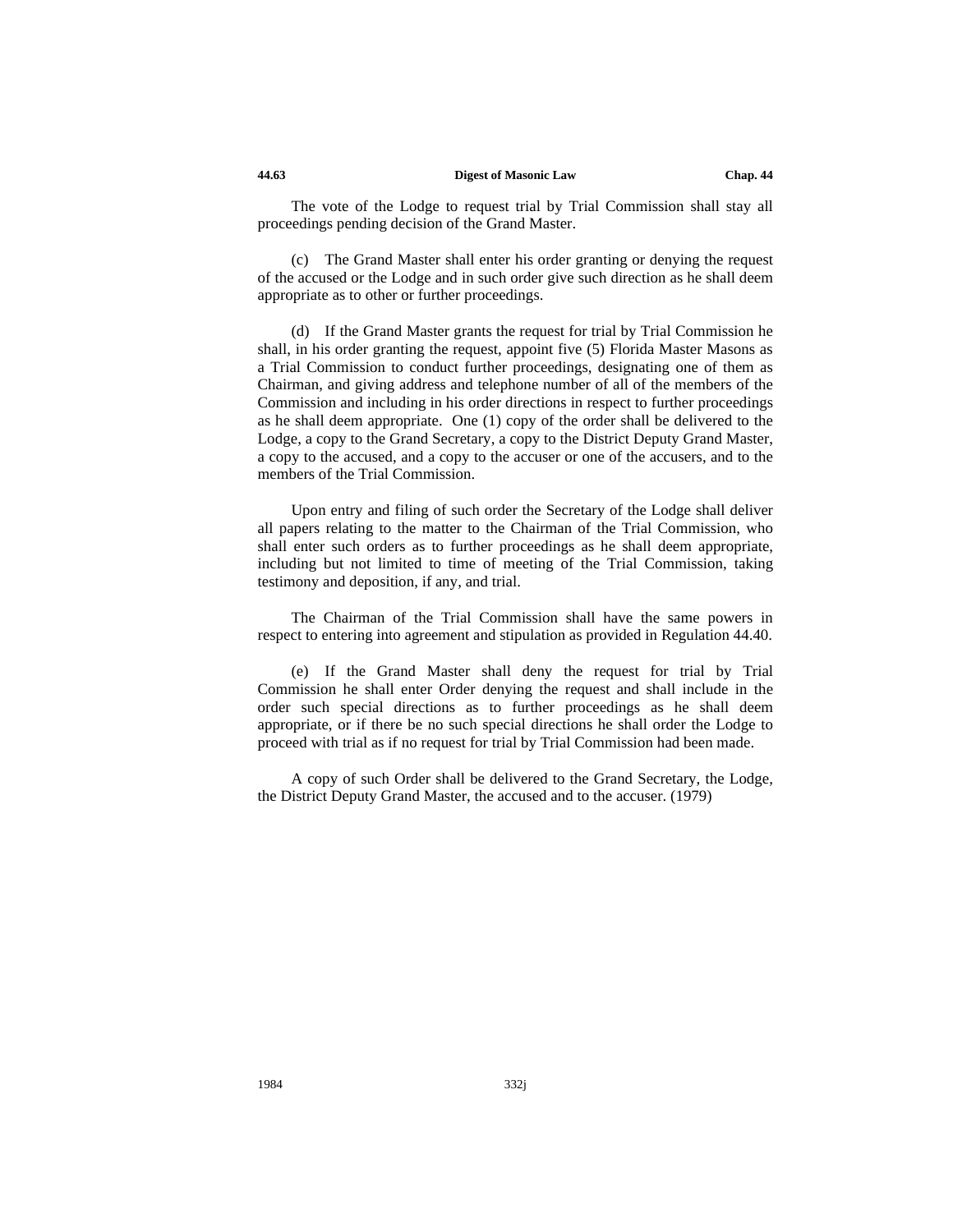The vote of the Lodge to request trial by Trial Commission shall stay all proceedings pending decision of the Grand Master.

(c) The Grand Master shall enter his order granting or denying the request of the accused or the Lodge and in such order give such direction as he shall deem appropriate as to other or further proceedings.

(d) If the Grand Master grants the request for trial by Trial Commission he shall, in his order granting the request, appoint five (5) Florida Master Masons as a Trial Commission to conduct further proceedings, designating one of them as Chairman, and giving address and telephone number of all of the members of the Commission and including in his order directions in respect to further proceedings as he shall deem appropriate. One (1) copy of the order shall be delivered to the Lodge, a copy to the Grand Secretary, a copy to the District Deputy Grand Master, a copy to the accused, and a copy to the accuser or one of the accusers, and to the members of the Trial Commission.

Upon entry and filing of such order the Secretary of the Lodge shall deliver all papers relating to the matter to the Chairman of the Trial Commission, who shall enter such orders as to further proceedings as he shall deem appropriate, including but not limited to time of meeting of the Trial Commission, taking testimony and deposition, if any, and trial.

The Chairman of the Trial Commission shall have the same powers in respect to entering into agreement and stipulation as provided in Regulation 44.40.

(e) If the Grand Master shall deny the request for trial by Trial Commission he shall enter Order denying the request and shall include in the order such special directions as to further proceedings as he shall deem appropriate, or if there be no such special directions he shall order the Lodge to proceed with trial as if no request for trial by Trial Commission had been made.

A copy of such Order shall be delivered to the Grand Secretary, the Lodge, the District Deputy Grand Master, the accused and to the accuser. (1979)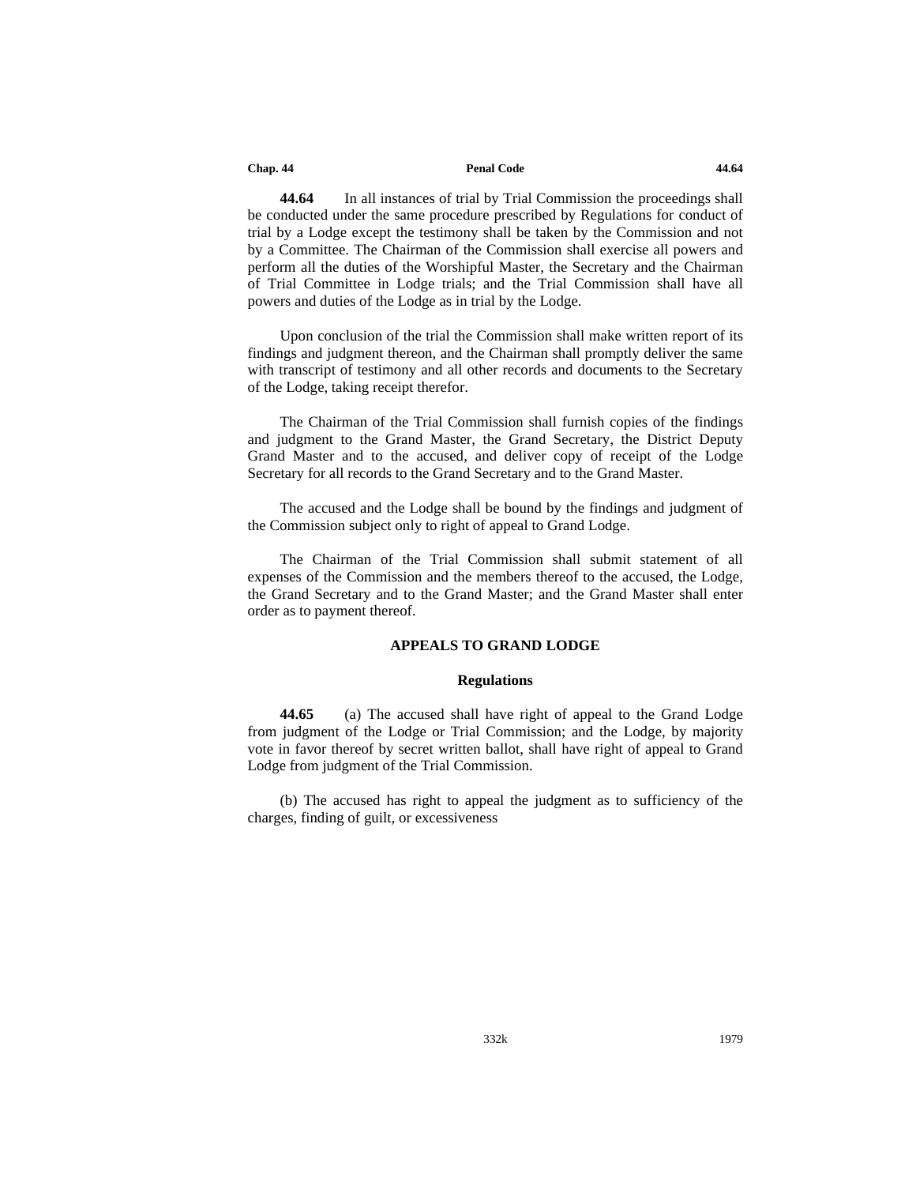**44.64** In all instances of trial by Trial Commission the proceedings shall be conducted under the same procedure prescribed by Regulations for conduct of trial by a Lodge except the testimony shall be taken by the Commission and not by a Committee. The Chairman of the Commission shall exercise all powers and perform all the duties of the Worshipful Master, the Secretary and the Chairman of Trial Committee in Lodge trials; and the Trial Commission shall have all powers and duties of the Lodge as in trial by the Lodge.

Upon conclusion of the trial the Commission shall make written report of its findings and judgment thereon, and the Chairman shall promptly deliver the same with transcript of testimony and all other records and documents to the Secretary of the Lodge, taking receipt therefor.

The Chairman of the Trial Commission shall furnish copies of the findings and judgment to the Grand Master, the Grand Secretary, the District Deputy Grand Master and to the accused, and deliver copy of receipt of the Lodge Secretary for all records to the Grand Secretary and to the Grand Master.

The accused and the Lodge shall be bound by the findings and judgment of the Commission subject only to right of appeal to Grand Lodge.

The Chairman of the Trial Commission shall submit statement of all expenses of the Commission and the members thereof to the accused, the Lodge, the Grand Secretary and to the Grand Master; and the Grand Master shall enter order as to payment thereof.

## APPEALS TO GRAND LODGE

### Regulations

**44.65** (a) The accused shall have right of appeal to the Grand Lodge from judgment of the Lodge or Trial Commission; and the Lodge, by majority vote in favor thereof by secret written ballot, shall have right of appeal to Grand Lodge from judgment of the Trial Commission.

(b) The accused has right to appeal the judgment as to sufficiency of the charges, finding of guilt, or excessiveness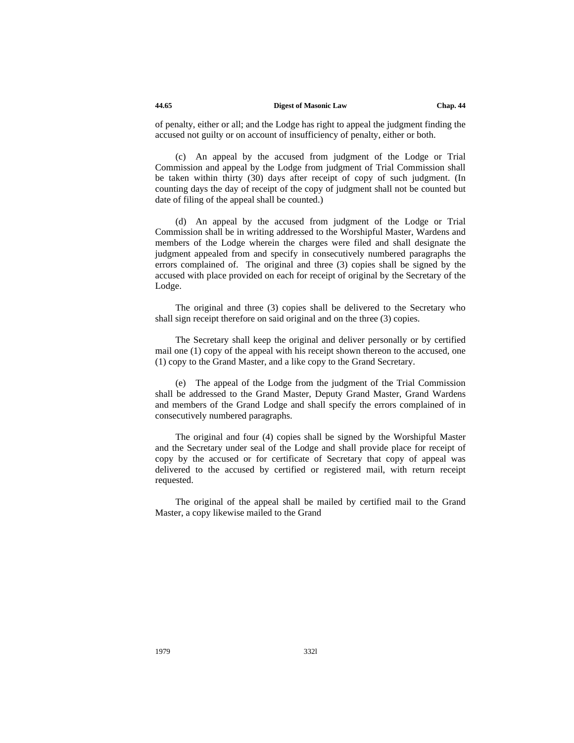of penalty, either or all; and the Lodge has right to appeal the judgment finding the accused not guilty or on account of insufficiency of penalty, either or both.

(c) An appeal by the accused from judgment of the Lodge or Trial Commission and appeal by the Lodge from judgment of Trial Commission shall be taken within thirty (30) days after receipt of copy of such judgment. (In counting days the day of receipt of the copy of judgment shall not be counted but date of filing of the appeal shall be counted.)

(d) An appeal by the accused from judgment of the Lodge or Trial Commission shall be in writing addressed to the Worshipful Master, Wardens and members of the Lodge wherein the charges were filed and shall designate the judgment appealed from and specify in consecutively numbered paragraphs the errors complained of. The original and three (3) copies shall be signed by the accused with place provided on each for receipt of original by the Secretary of the Lodge.

The original and three (3) copies shall be delivered to the Secretary who shall sign receipt therefore on said original and on the three (3) copies.

The Secretary shall keep the original and deliver personally or by certified mail one (1) copy of the appeal with his receipt shown thereon to the accused, one (1) copy to the Grand Master, and a like copy to the Grand Secretary.

(e) The appeal of the Lodge from the judgment of the Trial Commission shall be addressed to the Grand Master, Deputy Grand Master, Grand Wardens and members of the Grand Lodge and shall specify the errors complained of in consecutively numbered paragraphs.

The original and four (4) copies shall be signed by the Worshipful Master and the Secretary under seal of the Lodge and shall provide place for receipt of copy by the accused or for certificate of Secretary that copy of appeal was delivered to the accused by certified or registered mail, with return receipt requested.

The original of the appeal shall be mailed by certified mail to the Grand Master, a copy likewise mailed to the Grand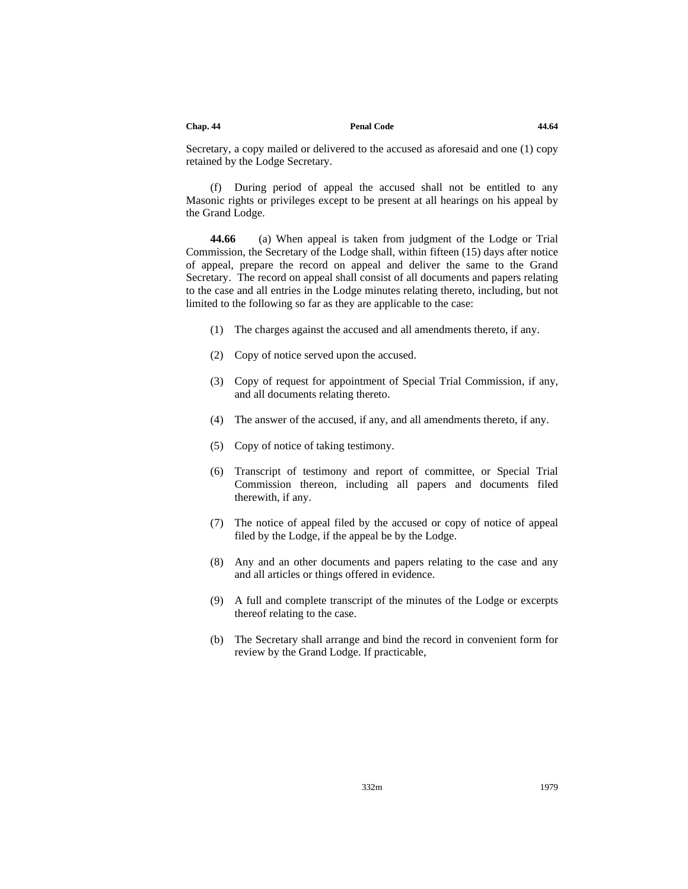Secretary, a copy mailed or delivered to the accused as aforesaid and one (1) copy retained by the Lodge Secretary.

(f) During period of appeal the accused shall not be entitled to any Masonic rights or privileges except to be present at all hearings on his appeal by the Grand Lodge.

**44.66** (a) When appeal is taken from judgment of the Lodge or Trial Commission, the Secretary of the Lodge shall, within fifteen (15) days after notice of appeal, prepare the record on appeal and deliver the same to the Grand Secretary. The record on appeal shall consist of all documents and papers relating to the case and all entries in the Lodge minutes relating thereto, including, but not limited to the following so far as they are applicable to the case:

(1) The charges against the accused and all amendments thereto, if any.

(2) Copy of notice served upon the accused.

(3) Copy of request for appointment of Special Trial Commission, if any, and all documents relating thereto.

(4) The answer of the accused, if any, and all amendments thereto, if any.

(5) Copy of notice of taking testimony.

(6) Transcript of testimony and report of committee, or Special Trial Commission thereon, including all papers and documents filed therewith, if any.

(7) The notice of appeal filed by the accused or copy of notice of appeal filed by the Lodge, if the appeal be by the Lodge.

(8) Any and an other documents and papers relating to the case and any and all articles or things offered in evidence.

(9) A full and complete transcript of the minutes of the Lodge or excerpts thereof relating to the case.

(b) The Secretary shall arrange and bind the record in convenient form for review by the Grand Lodge. If practicable,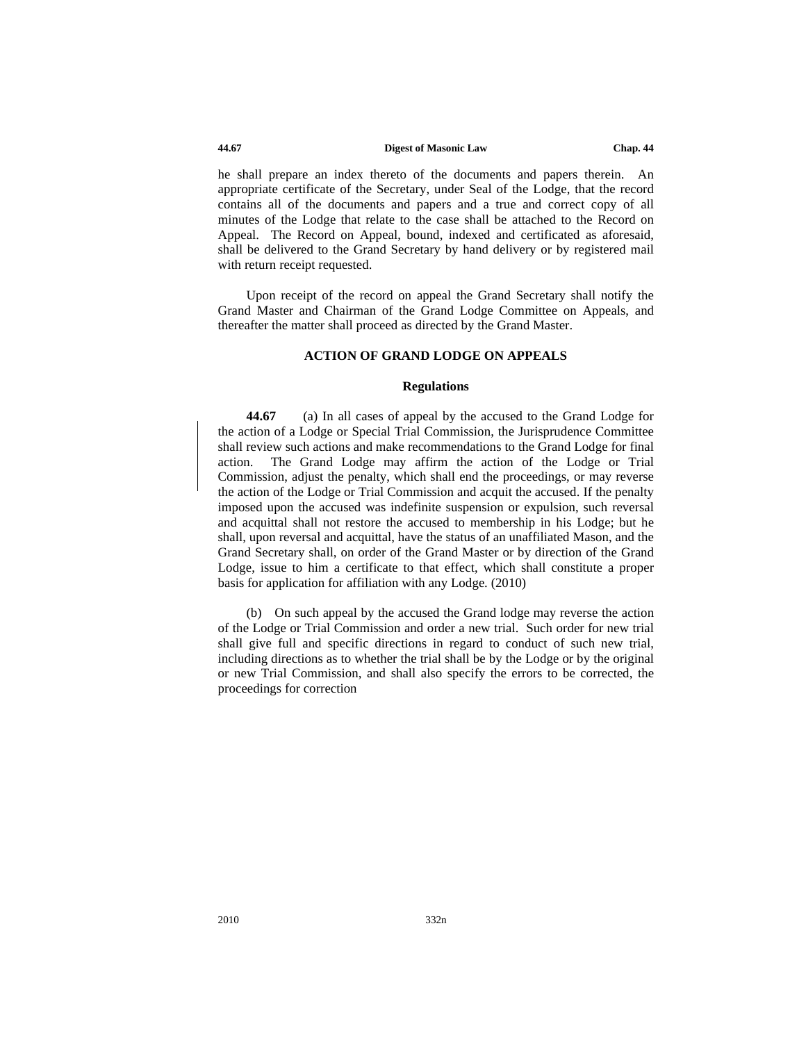he shall prepare an index thereto of the documents and papers therein. An appropriate certificate of the Secretary, under Seal of the Lodge, that the record contains all of the documents and papers and a true and correct copy of all minutes of the Lodge that relate to the case shall be attached to the Record on Appeal. The Record on Appeal, bound, indexed and certificated as aforesaid, shall be delivered to the Grand Secretary by hand delivery or by registered mail with return receipt requested.

Upon receipt of the record on appeal the Grand Secretary shall notify the Grand Master and Chairman of the Grand Lodge Committee on Appeals, and thereafter the matter shall proceed as directed by the Grand Master.

## ACTION OF GRAND LODGE ON APPEALS

### Regulations

**44.67** (a) In all cases of appeal by the accused to the Grand Lodge for the action of a Lodge or Special Trial Commission, the Jurisprudence Committee shall review such actions and make recommendations to the Grand Lodge for final action. The Grand Lodge may affirm the action of the Lodge or Trial Commission, adjust the penalty, which shall end the proceedings, or may reverse the action of the Lodge or Trial Commission and acquit the accused. If the penalty imposed upon the accused was indefinite suspension or expulsion, such reversal and acquittal shall not restore the accused to membership in his Lodge; but he shall, upon reversal and acquittal, have the status of an unaffiliated Mason, and the Grand Secretary shall, on order of the Grand Master or by direction of the Grand Lodge, issue to him a certificate to that effect, which shall constitute a proper basis for application for affiliation with any Lodge. (2010)

(b) On such appeal by the accused the Grand lodge may reverse the action of the Lodge or Trial Commission and order a new trial. Such order for new trial shall give full and specific directions in regard to conduct of such new trial, including directions as to whether the trial shall be by the Lodge or by the original or new Trial Commission, and shall also specify the errors to be corrected, the proceedings for correction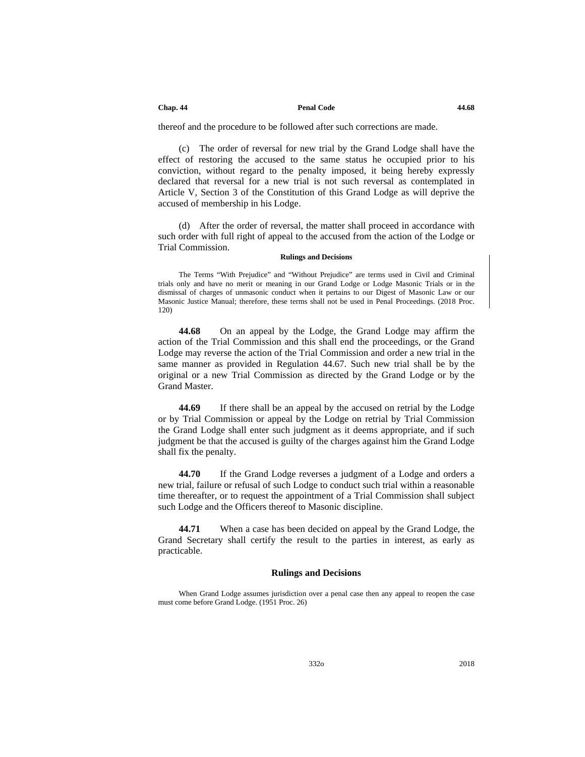thereof and the procedure to be followed after such corrections are made.

(c) The order of reversal for new trial by the Grand Lodge shall have the effect of restoring the accused to the same status he occupied prior to his conviction, without regard to the penalty imposed, it being hereby expressly declared that reversal for a new trial is not such reversal as contemplated in Article V, Section 3 of the Constitution of this Grand Lodge as will deprive the accused of membership in his Lodge.

(d) After the order of reversal, the matter shall proceed in accordance with such order with full right of appeal to the accused from the action of the Lodge or Trial Commission.

**Rulings and Decisions**

The Terms "With Prejudice" and "Without Prejudice" are terms used in Civil and Criminal trials only and have no merit or meaning in our Grand Lodge or Lodge Masonic Trials or in the dismissal of charges of unmasonic conduct when it pertains to our Digest of Masonic Law or our Masonic Justice Manual; therefore, these terms shall not be used in Penal Proceedings. (2018 Proc. 120)

**44.68** On an appeal by the Lodge, the Grand Lodge may affirm the action of the Trial Commission and this shall end the proceedings, or the Grand Lodge may reverse the action of the Trial Commission and order a new trial in the same manner as provided in Regulation 44.67. Such new trial shall be by the original or a new Trial Commission as directed by the Grand Lodge or by the Grand Master.

**44.69** If there shall be an appeal by the accused on retrial by the Lodge or by Trial Commission or appeal by the Lodge on retrial by Trial Commission the Grand Lodge shall enter such judgment as it deems appropriate, and if such judgment be that the accused is guilty of the charges against him the Grand Lodge shall fix the penalty.

**44.70** If the Grand Lodge reverses a judgment of a Lodge and orders a new trial, failure or refusal of such Lodge to conduct such trial within a reasonable time thereafter, or to request the appointment of a Trial Commission shall subject such Lodge and the Officers thereof to Masonic discipline.

**44.71** When a case has been decided on appeal by the Grand Lodge, the Grand Secretary shall certify the result to the parties in interest, as early as practicable.

**Rulings and Decisions**

When Grand Lodge assumes jurisdiction over a penal case then any appeal to reopen the case must come before Grand Lodge. (1951 Proc. 26)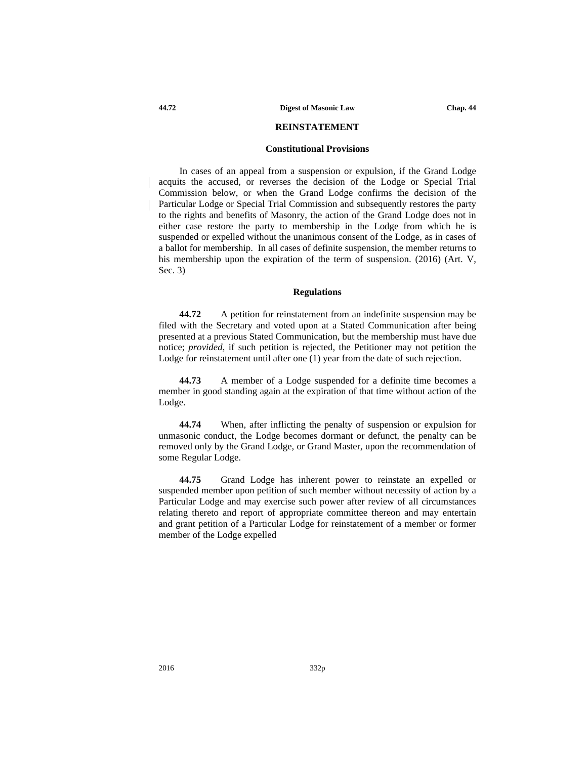## REINSTATEMENT

### Constitutional Provisions

In cases of an appeal from a suspension or expulsion, if the Grand Lodge acquits the accused, or reverses the decision of the Lodge or Special Trial Commission below, or when the Grand Lodge confirms the decision of the Particular Lodge or Special Trial Commission and subsequently restores the party to the rights and benefits of Masonry, the action of the Grand Lodge does not in either case restore the party to membership in the Lodge from which he is suspended or expelled without the unanimous consent of the Lodge, as in cases of a ballot for membership. In all cases of definite suspension, the member returns to his membership upon the expiration of the term of suspension. (2016) (Art. V, Sec. 3)

### Regulations

**44.72** A petition for reinstatement from an indefinite suspension may be filed with the Secretary and voted upon at a Stated Communication after being presented at a previous Stated Communication, but the membership must have due notice; *provided*, if such petition is rejected, the Petitioner may not petition the Lodge for reinstatement until after one (1) year from the date of such rejection.

**44.73** A member of a Lodge suspended for a definite time becomes a member in good standing again at the expiration of that time without action of the Lodge.

**44.74** When, after inflicting the penalty of suspension or expulsion for unmasonic conduct, the Lodge becomes dormant or defunct, the penalty can be removed only by the Grand Lodge, or Grand Master, upon the recommendation of some Regular Lodge.

**44.75** Grand Lodge has inherent power to reinstate an expelled or suspended member upon petition of such member without necessity of action by a Particular Lodge and may exercise such power after review of all circumstances relating thereto and report of appropriate committee thereon and may entertain and grant petition of a Particular Lodge for reinstatement of a member or former member of the Lodge expelled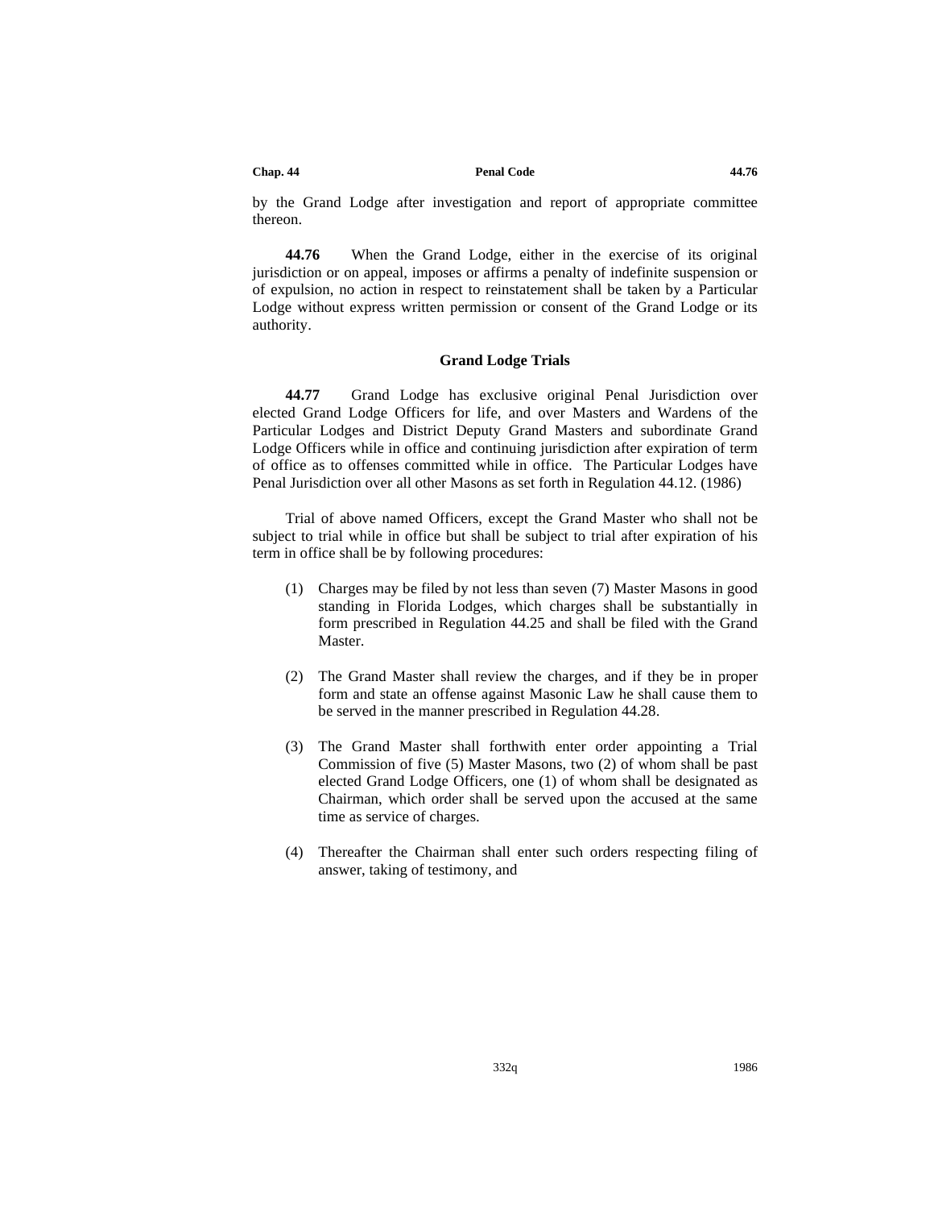by the Grand Lodge after investigation and report of appropriate committee thereon.

**44.76** When the Grand Lodge, either in the exercise of its original jurisdiction or on appeal, imposes or affirms a penalty of indefinite suspension or of expulsion, no action in respect to reinstatement shall be taken by a Particular Lodge without express written permission or consent of the Grand Lodge or its authority.

### Grand Lodge Trials

**44.77** Grand Lodge has exclusive original Penal Jurisdiction over elected Grand Lodge Officers for life, and over Masters and Wardens of the Particular Lodges and District Deputy Grand Masters and subordinate Grand Lodge Officers while in office and continuing jurisdiction after expiration of term of office as to offenses committed while in office. The Particular Lodges have Penal Jurisdiction over all other Masons as set forth in Regulation 44.12. (1986)

Trial of above named Officers, except the Grand Master who shall not be subject to trial while in office but shall be subject to trial after expiration of his term in office shall be by following procedures:

(1) Charges may be filed by not less than seven (7) Master Masons in good standing in Florida Lodges, which charges shall be substantially in form prescribed in Regulation 44.25 and shall be filed with the Grand Master.

(2) The Grand Master shall review the charges, and if they be in proper form and state an offense against Masonic Law he shall cause them to be served in the manner prescribed in Regulation 44.28.

(3) The Grand Master shall forthwith enter order appointing a Trial Commission of five (5) Master Masons, two (2) of whom shall be past elected Grand Lodge Officers, one (1) of whom shall be designated as Chairman, which order shall be served upon the accused at the same time as service of charges.

(4) Thereafter the Chairman shall enter such orders respecting filing of answer, taking of testimony, and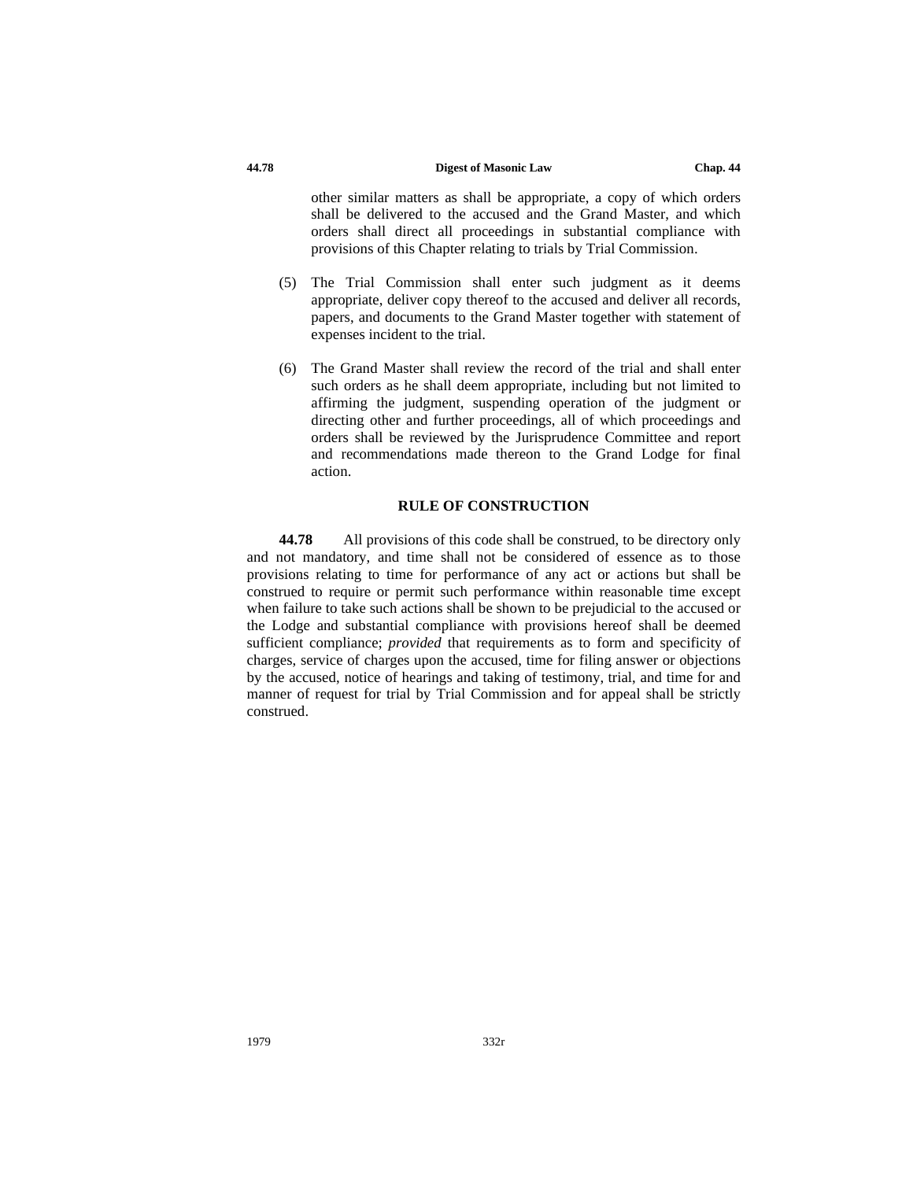other similar matters as shall be appropriate, a copy of which orders shall be delivered to the accused and the Grand Master, and which orders shall direct all proceedings in substantial compliance with provisions of this Chapter relating to trials by Trial Commission.

(5) The Trial Commission shall enter such judgment as it deems appropriate, deliver copy thereof to the accused and deliver all records, papers, and documents to the Grand Master together with statement of expenses incident to the trial.

(6) The Grand Master shall review the record of the trial and shall enter such orders as he shall deem appropriate, including but not limited to affirming the judgment, suspending operation of the judgment or directing other and further proceedings, all of which proceedings and orders shall be reviewed by the Jurisprudence Committee and report and recommendations made thereon to the Grand Lodge for final action.

### RULE OF CONSTRUCTION

**44.78** All provisions of this code shall be construed, to be directory only and not mandatory, and time shall not be considered of essence as to those provisions relating to time for performance of any act or actions but shall be construed to require or permit such performance within reasonable time except when failure to take such actions shall be shown to be prejudicial to the accused or the Lodge and substantial compliance with provisions hereof shall be deemed sufficient compliance; *provided* that requirements as to form and specificity of charges, service of charges upon the accused, time for filing answer or objections by the accused, notice of hearings and taking of testimony, trial, and time for and manner of request for trial by Trial Commission and for appeal shall be strictly construed.